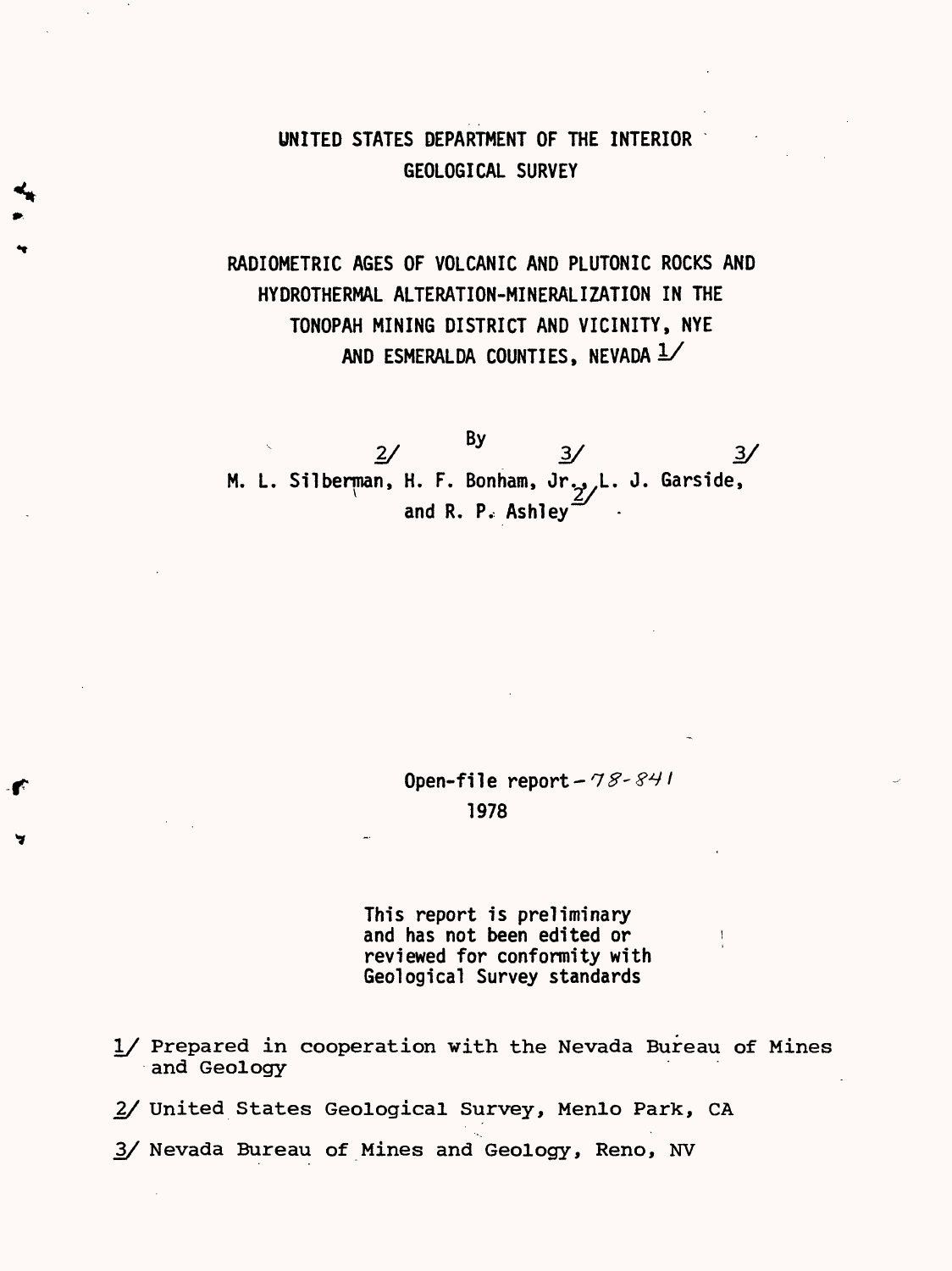UNITED STATES DEPARTMENT OF THE INTERIOR
GEOLOGICAL SURVEY

# RADIOMETRIC AGES OF VOLCANIC AND PLUTONIC ROCKS AND HYDROTHERMAL ALTERATION-MINERALIZATION IN THE TONOPAH MINING DISTRICT AND VICINITY, NYE AND ESMERALDA COUNTIES, NEVADA [1]

By

M. L. Silberman [2], H. F. Bonham, Jr. [3], L. J. Garside [3], and R. P. Ashley [2]

Open-file report - 78-841
1978

This report is preliminary and has not been edited or reviewed for conformity with Geological Survey standards

1/ Prepared in cooperation with the Nevada Bureau of Mines and Geology

2/ United States Geological Survey, Menlo Park, CA

3/ Nevada Bureau of Mines and Geology, Reno, NV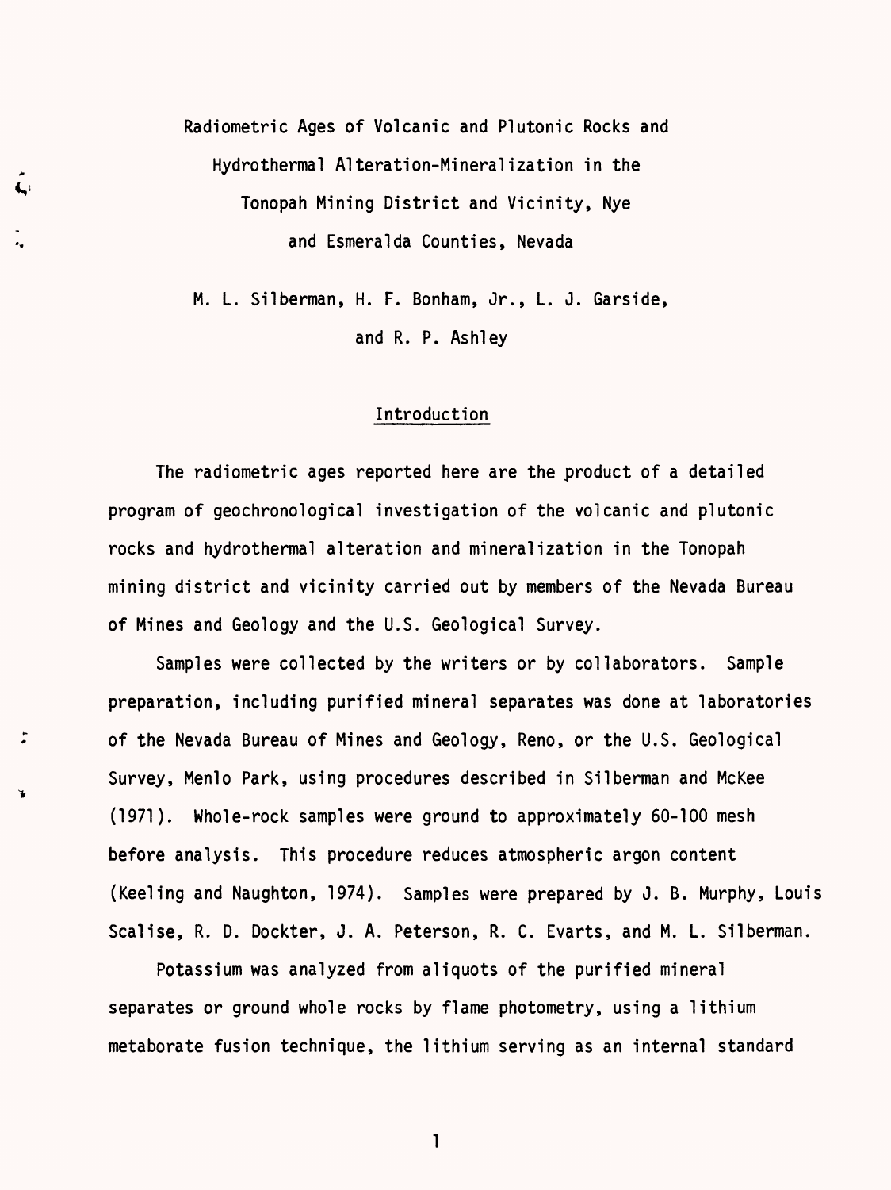# Radiometric Ages of Volcanic and Plutonic Rocks and Hydrothermal Alteration-Mineralization in the Tonopah Mining District and Vicinity, Nye and Esmeralda Counties, Nevada

M. L. Silberman, H. F. Bonham, Jr., L. J. Garside, and R. P. Ashley

## Introduction

The radiometric ages reported here are the product of a detailed program of geochronological investigation of the volcanic and plutonic rocks and hydrothermal alteration and mineralization in the Tonopah mining district and vicinity carried out by members of the Nevada Bureau of Mines and Geology and the U.S. Geological Survey.

Samples were collected by the writers or by collaborators. Sample preparation, including purified mineral separates was done at laboratories of the Nevada Bureau of Mines and Geology, Reno, or the U.S. Geological Survey, Menlo Park, using procedures described in Silberman and McKee (1971). Whole-rock samples were ground to approximately 60-100 mesh before analysis. This procedure reduces atmospheric argon content (Keeling and Naughton, 1974). Samples were prepared by J. B. Murphy, Louis Scalise, R. D. Dockter, J. A. Peterson, R. C. Evarts, and M. L. Silberman.

Potassium was analyzed from aliquots of the purified mineral separates or ground whole rocks by flame photometry, using a lithium metaborate fusion technique, the lithium serving as an internal standard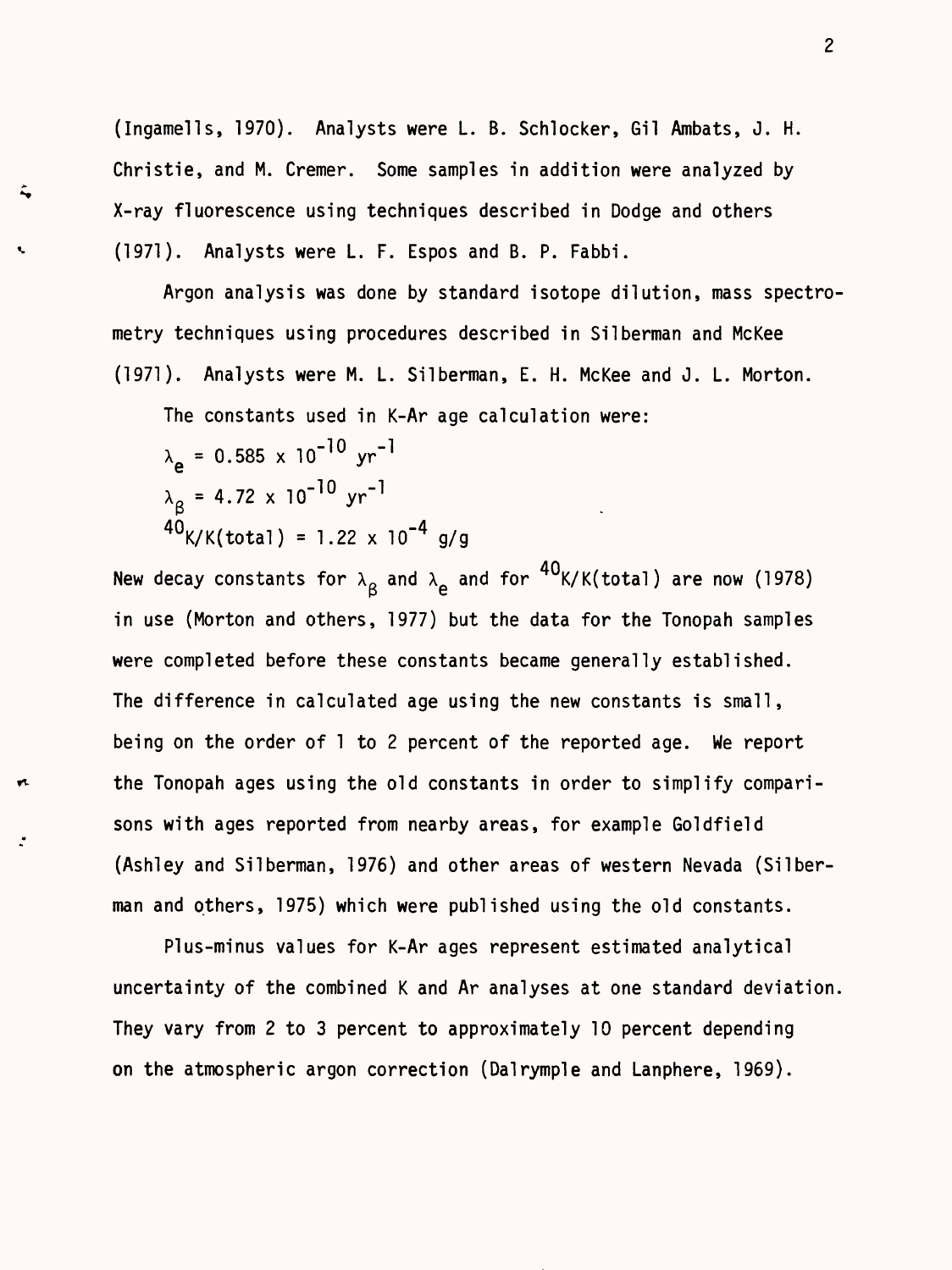(Ingamells, 1970). Analysts were L. B. Schlocker, Gil Ambats, J. H. Christie, and M. Cremer. Some samples in addition were analyzed by X-ray fluorescence using techniques described in Dodge and others (1971). Analysts were L. F. Espos and B. P. Fabbi.

Argon analysis was done by standard isotope dilution, mass spectrometry techniques using procedures described in Silberman and McKee (1971). Analysts were M. L. Silberman, E. H. McKee and J. L. Morton.

The constants used in K-Ar age calculation were:

$\lambda_e = 0.585 \times 10^{-10}\ yr^{-1}$

$\lambda_\beta = 4.72 \times 10^{-10}\ yr^{-1}$

$^{40}K/K(total) = 1.22 \times 10^{-4}\ g/g$

New decay constants for $\lambda_\beta$ and $\lambda_e$ and for $^{40}K/K(total)$ are now (1978) in use (Morton and others, 1977) but the data for the Tonopah samples were completed before these constants became generally established. The difference in calculated age using the new constants is small, being on the order of 1 to 2 percent of the reported age. We report the Tonopah ages using the old constants in order to simplify comparisons with ages reported from nearby areas, for example Goldfield (Ashley and Silberman, 1976) and other areas of western Nevada (Silberman and others, 1975) which were published using the old constants.

Plus-minus values for K-Ar ages represent estimated analytical uncertainty of the combined K and Ar analyses at one standard deviation. They vary from 2 to 3 percent to approximately 10 percent depending on the atmospheric argon correction (Dalrymple and Lanphere, 1969).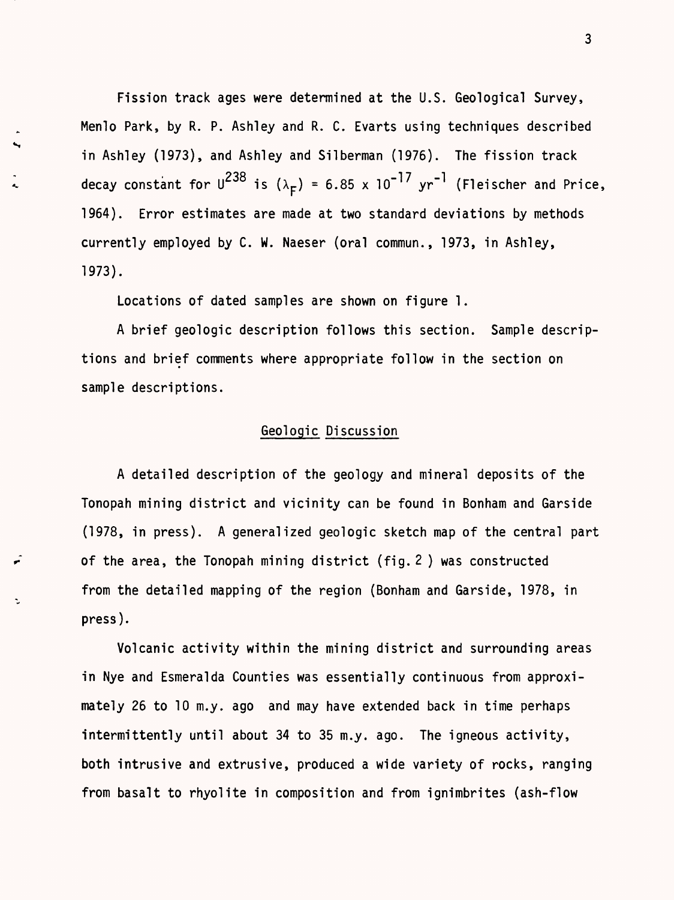Fission track ages were determined at the U.S. Geological Survey, Menlo Park, by R. P. Ashley and R. C. Evarts using techniques described in Ashley (1973), and Ashley and Silberman (1976). The fission track decay constant for $U^{238}$ is $(\lambda_F) = 6.85 \times 10^{-17}$ $yr^{-1}$ (Fleischer and Price, 1964). Error estimates are made at two standard deviations by methods currently employed by C. W. Naeser (oral commun., 1973, in Ashley, 1973).

Locations of dated samples are shown on figure 1.

A brief geologic description follows this section. Sample descriptions and brief comments where appropriate follow in the section on sample descriptions.

## Geologic Discussion

A detailed description of the geology and mineral deposits of the Tonopah mining district and vicinity can be found in Bonham and Garside (1978, in press). A generalized geologic sketch map of the central part of the area, the Tonopah mining district (fig. 2 ) was constructed from the detailed mapping of the region (Bonham and Garside, 1978, in press).

Volcanic activity within the mining district and surrounding areas in Nye and Esmeralda Counties was essentially continuous from approximately 26 to 10 m.y. ago and may have extended back in time perhaps intermittently until about 34 to 35 m.y. ago. The igneous activity, both intrusive and extrusive, produced a wide variety of rocks, ranging from basalt to rhyolite in composition and from ignimbrites (ash-flow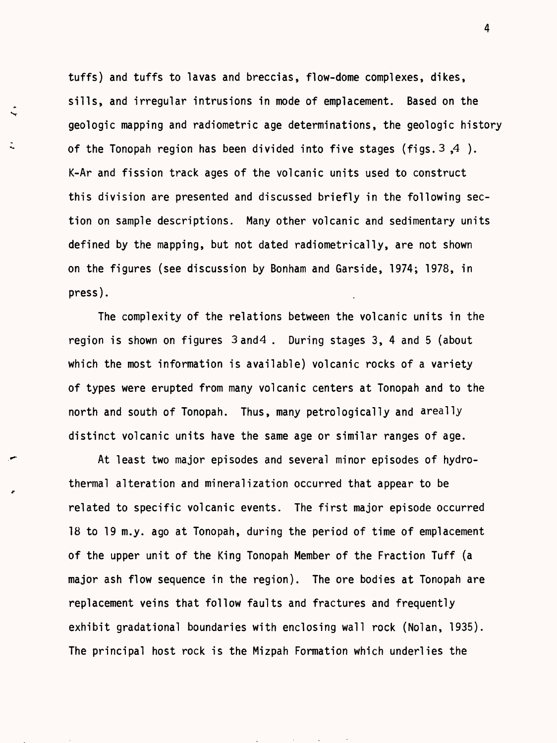tuffs) and tuffs to lavas and breccias, flow-dome complexes, dikes, sills, and irregular intrusions in mode of emplacement. Based on the geologic mapping and radiometric age determinations, the geologic history of the Tonopah region has been divided into five stages (figs. 3 ,4 ). K-Ar and fission track ages of the volcanic units used to construct this division are presented and discussed briefly in the following section on sample descriptions. Many other volcanic and sedimentary units defined by the mapping, but not dated radiometrically, are not shown on the figures (see discussion by Bonham and Garside, 1974; 1978, in press).

The complexity of the relations between the volcanic units in the region is shown on figures 3 and 4 . During stages 3, 4 and 5 (about which the most information is available) volcanic rocks of a variety of types were erupted from many volcanic centers at Tonopah and to the north and south of Tonopah. Thus, many petrologically and areally distinct volcanic units have the same age or similar ranges of age.

At least two major episodes and several minor episodes of hydrothermal alteration and mineralization occurred that appear to be related to specific volcanic events. The first major episode occurred 18 to 19 m.y. ago at Tonopah, during the period of time of emplacement of the upper unit of the King Tonopah Member of the Fraction Tuff (a major ash flow sequence in the region). The ore bodies at Tonopah are replacement veins that follow faults and fractures and frequently exhibit gradational boundaries with enclosing wall rock (Nolan, 1935). The principal host rock is the Mizpah Formation which underlies the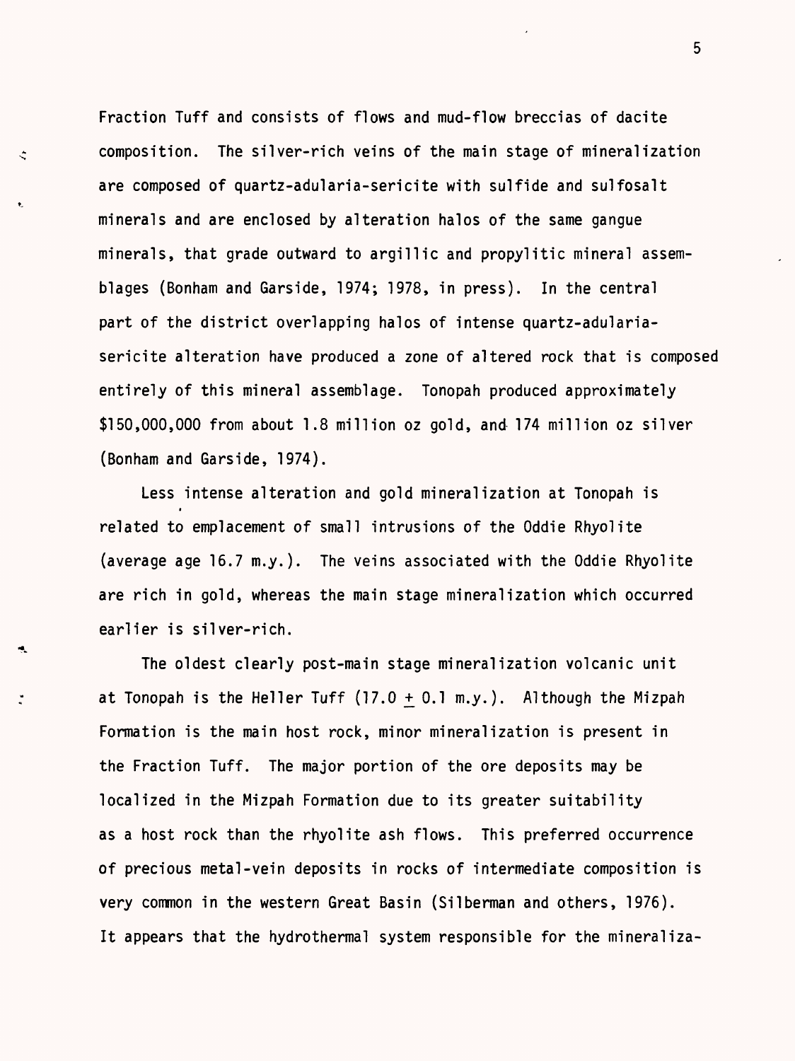Fraction Tuff and consists of flows and mud-flow breccias of dacite composition. The silver-rich veins of the main stage of mineralization are composed of quartz-adularia-sericite with sulfide and sulfosalt minerals and are enclosed by alteration halos of the same gangue minerals, that grade outward to argillic and propylitic mineral assemblages (Bonham and Garside, 1974; 1978, in press). In the central part of the district overlapping halos of intense quartz-adularia-sericite alteration have produced a zone of altered rock that is composed entirely of this mineral assemblage. Tonopah produced approximately $150,000,000 from about 1.8 million oz gold, and 174 million oz silver (Bonham and Garside, 1974).

Less intense alteration and gold mineralization at Tonopah is related to emplacement of small intrusions of the Oddie Rhyolite (average age 16.7 m.y.). The veins associated with the Oddie Rhyolite are rich in gold, whereas the main stage mineralization which occurred earlier is silver-rich.

The oldest clearly post-main stage mineralization volcanic unit at Tonopah is the Heller Tuff ($17.0 \pm 0.1$ m.y.). Although the Mizpah Formation is the main host rock, minor mineralization is present in the Fraction Tuff. The major portion of the ore deposits may be localized in the Mizpah Formation due to its greater suitability as a host rock than the rhyolite ash flows. This preferred occurrence of precious metal-vein deposits in rocks of intermediate composition is very common in the western Great Basin (Silberman and others, 1976). It appears that the hydrothermal system responsible for the mineraliza-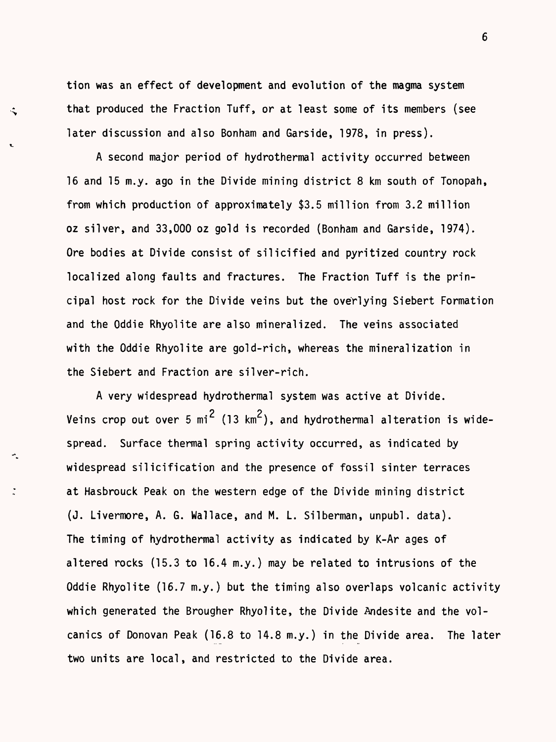tion was an effect of development and evolution of the magma system that produced the Fraction Tuff, or at least some of its members (see later discussion and also Bonham and Garside, 1978, in press).

A second major period of hydrothermal activity occurred between 16 and 15 m.y. ago in the Divide mining district 8 km south of Tonopah, from which production of approximately $3.5 million from 3.2 million oz silver, and 33,000 oz gold is recorded (Bonham and Garside, 1974). Ore bodies at Divide consist of silicified and pyritized country rock localized along faults and fractures. The Fraction Tuff is the principal host rock for the Divide veins but the overlying Siebert Formation and the Oddie Rhyolite are also mineralized. The veins associated with the Oddie Rhyolite are gold-rich, whereas the mineralization in the Siebert and Fraction are silver-rich.

A very widespread hydrothermal system was active at Divide. Veins crop out over 5 $mi^2$ (13 $km^2$), and hydrothermal alteration is widespread. Surface thermal spring activity occurred, as indicated by widespread silicification and the presence of fossil sinter terraces at Hasbrouck Peak on the western edge of the Divide mining district (J. Livermore, A. G. Wallace, and M. L. Silberman, unpubl. data). The timing of hydrothermal activity as indicated by K-Ar ages of altered rocks (15.3 to 16.4 m.y.) may be related to intrusions of the Oddie Rhyolite (16.7 m.y.) but the timing also overlaps volcanic activity which generated the Brougher Rhyolite, the Divide Andesite and the volcanics of Donovan Peak (16.8 to 14.8 m.y.) in the Divide area. The later two units are local, and restricted to the Divide area.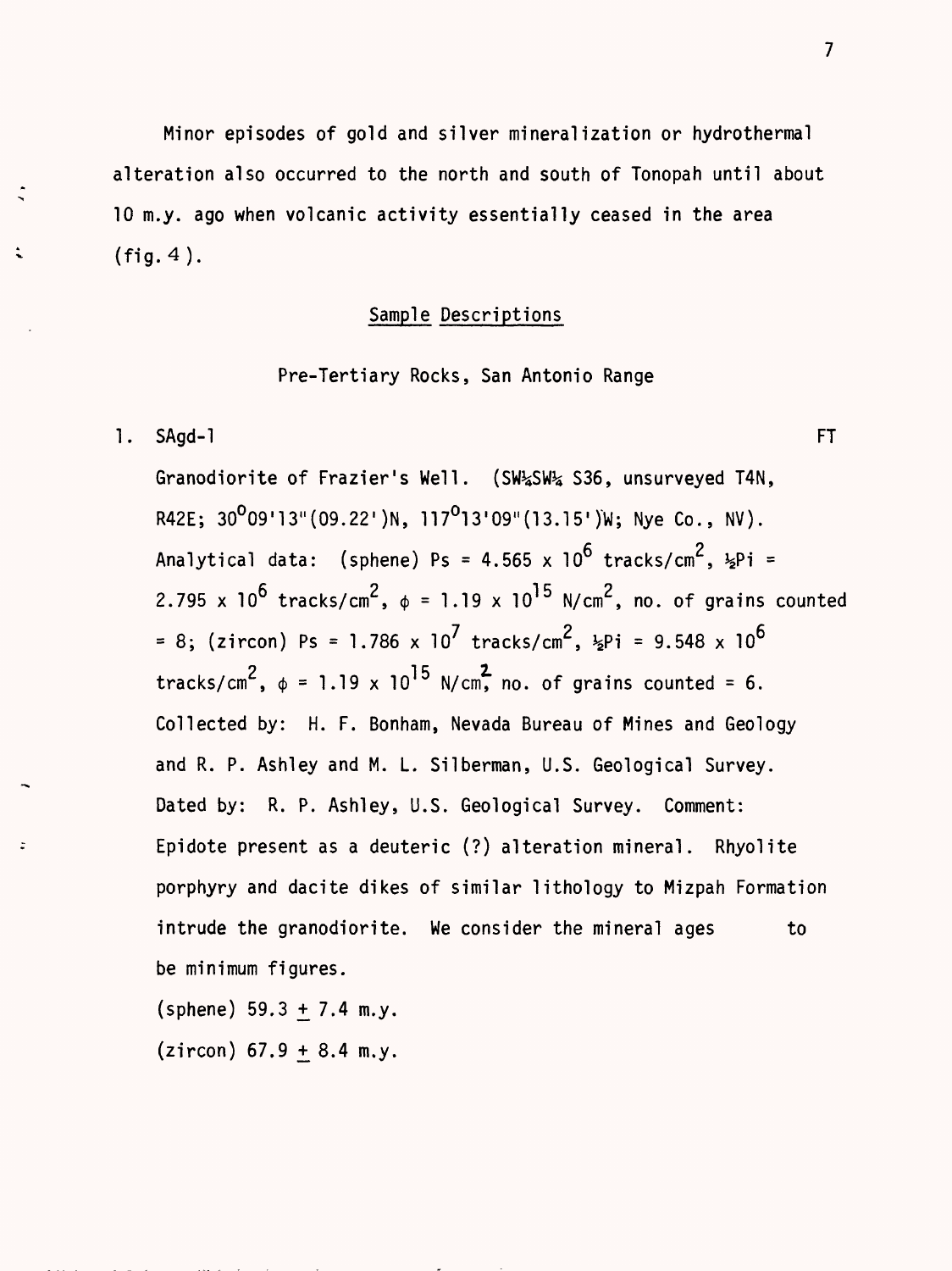Minor episodes of gold and silver mineralization or hydrothermal alteration also occurred to the north and south of Tonopah until about 10 m.y. ago when volcanic activity essentially ceased in the area (fig. 4).

## Sample Descriptions

### Pre-Tertiary Rocks, San Antonio Range

1. SAgd-1 FT

   Granodiorite of Frazier's Well. (SW¼SW¼ S36, unsurveyed T4N, R42E; 30°09'13"(09.22')N, 117°13'09"(13.15')W; Nye Co., NV). Analytical data: (sphene) Ps = $4.565 \times 10^6$ tracks/cm$^2$, ½Pi = $2.795 \times 10^6$ tracks/cm$^2$, $\phi = 1.19 \times 10^{15}$ N/cm$^2$, no. of grains counted = 8; (zircon) Ps = $1.786 \times 10^7$ tracks/cm$^2$, ½Pi = $9.548 \times 10^6$ tracks/cm$^2$, $\phi = 1.19 \times 10^{15}$ N/cm$^2$, no. of grains counted = 6. Collected by: H. F. Bonham, Nevada Bureau of Mines and Geology and R. P. Ashley and M. L. Silberman, U.S. Geological Survey. Dated by: R. P. Ashley, U.S. Geological Survey. Comment: Epidote present as a deuteric (?) alteration mineral. Rhyolite porphyry and dacite dikes of similar lithology to Mizpah Formation intrude the granodiorite. We consider the mineral ages to be minimum figures.

   (sphene) 59.3 ± 7.4 m.y.

   (zircon) 67.9 ± 8.4 m.y.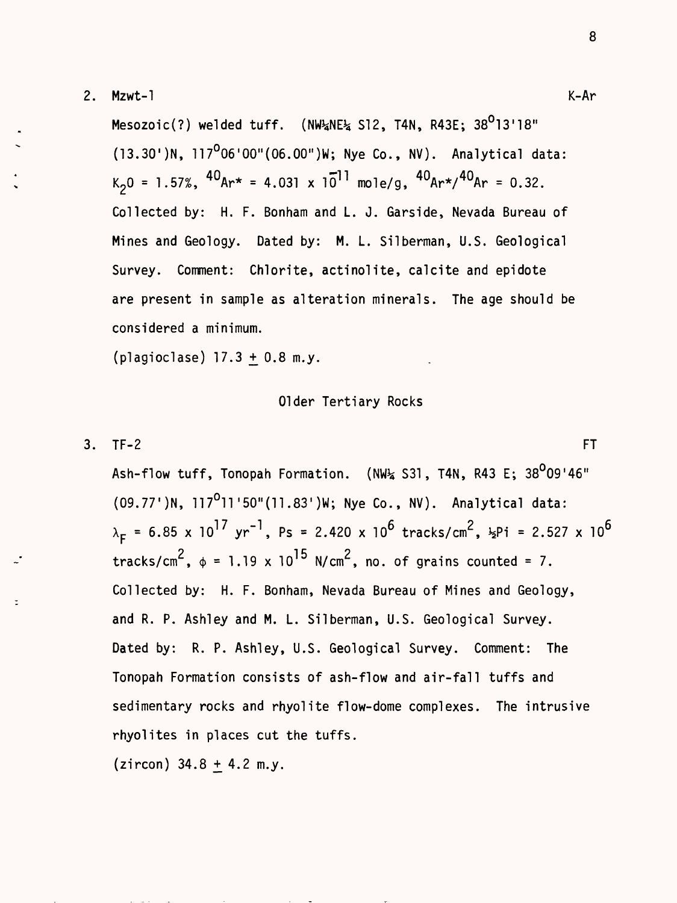2. Mzwt-1 K-Ar

Mesozoic(?) welded tuff. (NW¼NE¼ S12, T4N, R43E; 38°13'18" (13.30')N, 117°06'00"(06.00")W; Nye Co., NV). Analytical data: $K_2O$ = 1.57%, $^{40}Ar^*$ = 4.031 x $10^{-11}$ mole/g, $^{40}Ar^*/^{40}Ar$ = 0.32. Collected by: H. F. Bonham and L. J. Garside, Nevada Bureau of Mines and Geology. Dated by: M. L. Silberman, U.S. Geological Survey. Comment: Chlorite, actinolite, calcite and epidote are present in sample as alteration minerals. The age should be considered a minimum.

(plagioclase) 17.3 ± 0.8 m.y.

## Older Tertiary Rocks

3. TF-2 FT

Ash-flow tuff, Tonopah Formation. (NW¼ S31, T4N, R43 E; 38°09'46" (09.77')N, 117°11'50"(11.83')W; Nye Co., NV). Analytical data: $\lambda_F$ = 6.85 x $10^{17}$ $yr^{-1}$, Ps = 2.420 x $10^6$ tracks/$cm^2$, ½Pi = 2.527 x $10^6$ tracks/$cm^2$, $\phi$ = 1.19 x $10^{15}$ N/$cm^2$, no. of grains counted = 7. Collected by: H. F. Bonham, Nevada Bureau of Mines and Geology, and R. P. Ashley and M. L. Silberman, U.S. Geological Survey. Dated by: R. P. Ashley, U.S. Geological Survey. Comment: The Tonopah Formation consists of ash-flow and air-fall tuffs and sedimentary rocks and rhyolite flow-dome complexes. The intrusive rhyolites in places cut the tuffs.

(zircon) 34.8 ± 4.2 m.y.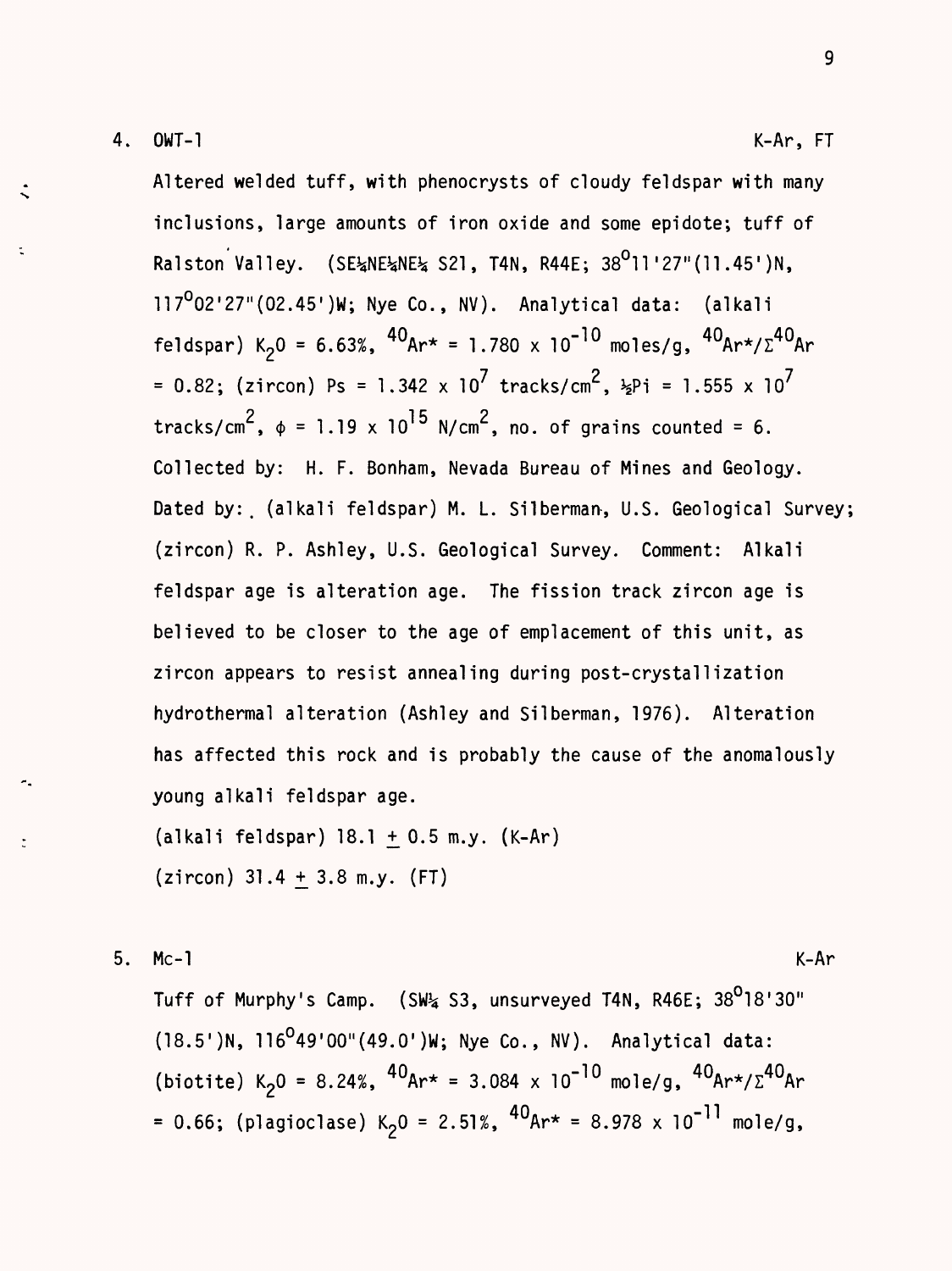4. OWT-1 K-Ar, FT

Altered welded tuff, with phenocrysts of cloudy feldspar with many inclusions, large amounts of iron oxide and some epidote; tuff of Ralston Valley. (SE¼NE¼NE¼ S21, T4N, R44E; $38^{o}11'27''$(11.45')N, $117^{o}02'27''$(02.45')W; Nye Co., NV). Analytical data: (alkali feldspar) $K_2O$ = 6.63%, $^{40}Ar^{*} = 1.780 \times 10^{-10}$ moles/g, $^{40}Ar^{*}/\Sigma^{40}Ar$ = 0.82; (zircon) Ps = $1.342 \times 10^{7}$ tracks/$cm^2$, ½Pi = $1.555 \times 10^{7}$ tracks/$cm^2$, $\phi = 1.19 \times 10^{15}$ N/$cm^2$, no. of grains counted = 6. Collected by: H. F. Bonham, Nevada Bureau of Mines and Geology. Dated by: (alkali feldspar) M. L. Silberman, U.S. Geological Survey; (zircon) R. P. Ashley, U.S. Geological Survey. Comment: Alkali feldspar age is alteration age. The fission track zircon age is believed to be closer to the age of emplacement of this unit, as zircon appears to resist annealing during post-crystallization hydrothermal alteration (Ashley and Silberman, 1976). Alteration has affected this rock and is probably the cause of the anomalously young alkali feldspar age.

(alkali feldspar) 18.1 ± 0.5 m.y. (K-Ar)
(zircon) 31.4 ± 3.8 m.y. (FT)

5. Mc-1 K-Ar

Tuff of Murphy's Camp. (SW¼ S3, unsurveyed T4N, R46E; $38^{o}18'30''$ (18.5')N, $116^{o}49'00''$(49.0')W; Nye Co., NV). Analytical data: (biotite) $K_2O$ = 8.24%, $^{40}Ar^{*} = 3.084 \times 10^{-10}$ mole/g, $^{40}Ar^{*}/\Sigma^{40}Ar$ = 0.66; (plagioclase) $K_2O$ = 2.51%, $^{40}Ar^{*} = 8.978 \times 10^{-11}$ mole/g,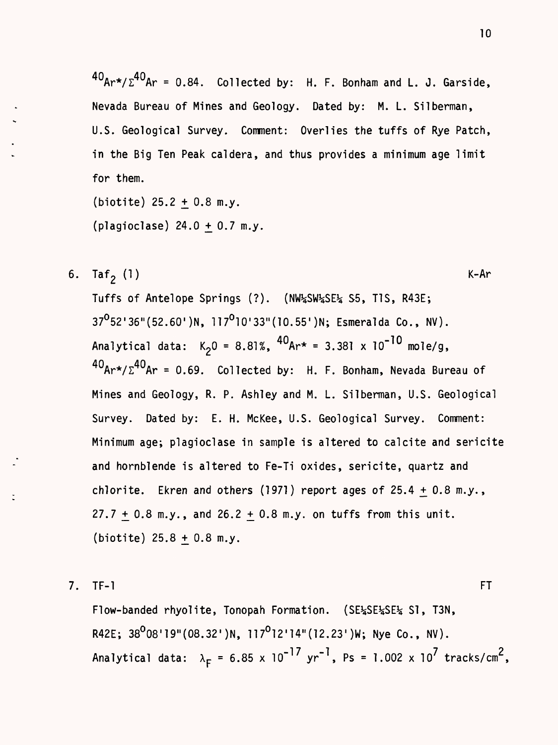$^{40}Ar^*/\Sigma^{40}Ar = 0.84$. Collected by: H. F. Bonham and L. J. Garside, Nevada Bureau of Mines and Geology. Dated by: M. L. Silberman, U.S. Geological Survey. Comment: Overlies the tuffs of Rye Patch, in the Big Ten Peak caldera, and thus provides a minimum age limit for them.

(biotite) 25.2 ± 0.8 m.y.

(plagioclase) 24.0 ± 0.7 m.y.

6. $Taf_2$ (1) K-Ar

Tuffs of Antelope Springs (?). (NW¼SW¼SE¼ S5, T1S, R43E; 37°52'36"(52.60')N, 117°10'33"(10.55')N; Esmeralda Co., NV). Analytical data: $K_2O = 8.81\%$, $^{40}Ar^* = 3.381 \times 10^{-10}$ mole/g, $^{40}Ar^*/\Sigma^{40}Ar = 0.69$. Collected by: H. F. Bonham, Nevada Bureau of Mines and Geology, R. P. Ashley and M. L. Silberman, U.S. Geological Survey. Dated by: E. H. McKee, U.S. Geological Survey. Comment: Minimum age; plagioclase in sample is altered to calcite and sericite and hornblende is altered to Fe-Ti oxides, sericite, quartz and chlorite. Ekren and others (1971) report ages of 25.4 ± 0.8 m.y., 27.7 ± 0.8 m.y., and 26.2 ± 0.8 m.y. on tuffs from this unit.

(biotite) 25.8 ± 0.8 m.y.

7. TF-1 FT

Flow-banded rhyolite, Tonopah Formation. (SE¼SE¼SE¼ S1, T3N, R42E; 38°08'19"(08.32')N, 117°12'14"(12.23')W; Nye Co., NV). Analytical data: $\lambda_F = 6.85 \times 10^{-17}$ $yr^{-1}$, Ps = $1.002 \times 10^7$ tracks/cm$^2$,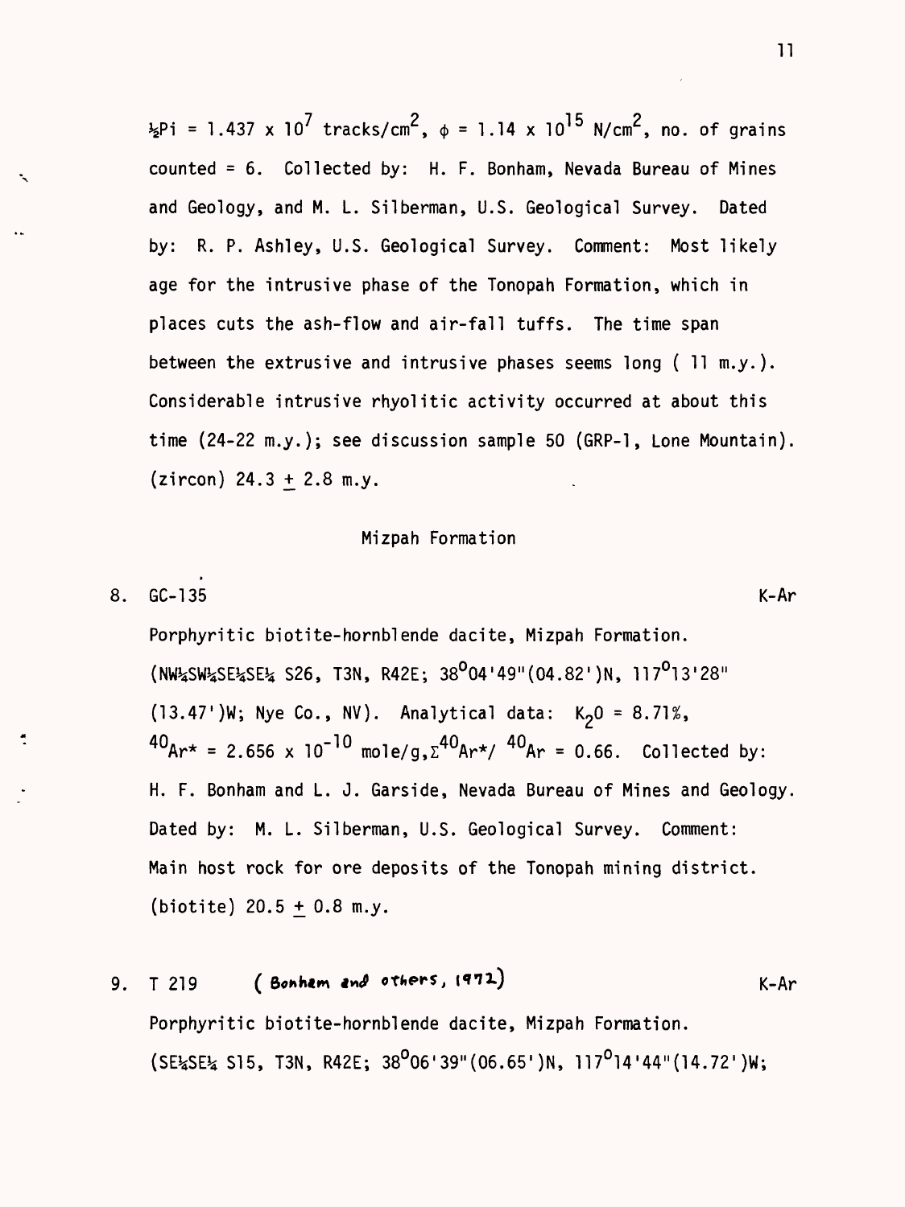½Pi = $1.437 \times 10^7$ tracks/cm$^2$, $\phi = 1.14 \times 10^{15}$ N/cm$^2$, no. of grains counted = 6. Collected by: H. F. Bonham, Nevada Bureau of Mines and Geology, and M. L. Silberman, U.S. Geological Survey. Dated by: R. P. Ashley, U.S. Geological Survey. Comment: Most likely age for the intrusive phase of the Tonopah Formation, which in places cuts the ash-flow and air-fall tuffs. The time span between the extrusive and intrusive phases seems long ( 11 m.y.). Considerable intrusive rhyolitic activity occurred at about this time (24-22 m.y.); see discussion sample 50 (GRP-1, Lone Mountain). (zircon) 24.3 ± 2.8 m.y.

## Mizpah Formation

8. GC-135 K-Ar

Porphyritic biotite-hornblende dacite, Mizpah Formation. (NW¼SW¼SE¼SE¼ S26, T3N, R42E; 38°04'49"(04.82')N, 117°13'28"(13.47')W; Nye Co., NV). Analytical data: $K_2O$ = 8.71%, $^{40}Ar^*$ = $2.656 \times 10^{-10}$ mole/g, $\Sigma^{40}Ar^*/{}^{40}Ar$ = 0.66. Collected by: H. F. Bonham and L. J. Garside, Nevada Bureau of Mines and Geology. Dated by: M. L. Silberman, U.S. Geological Survey. Comment: Main host rock for ore deposits of the Tonopah mining district. (biotite) 20.5 ± 0.8 m.y.

9. T 219 (Bonham and others, 1972) K-Ar

Porphyritic biotite-hornblende dacite, Mizpah Formation. (SE¼SE¼ S15, T3N, R42E; 38°06'39"(06.65')N, 117°14'44"(14.72')W;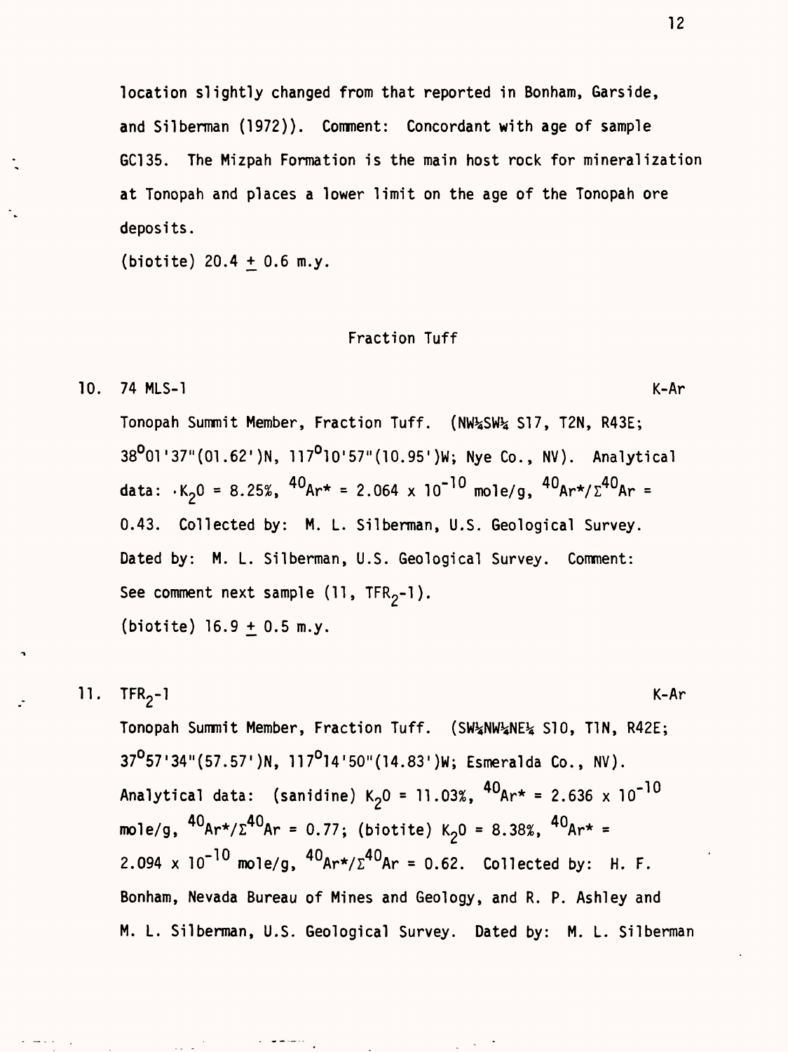location slightly changed from that reported in Bonham, Garside, and Silberman (1972)). Comment: Concordant with age of sample GC135. The Mizpah Formation is the main host rock for mineralization at Tonopah and places a lower limit on the age of the Tonopah ore deposits.

(biotite) 20.4 ± 0.6 m.y.

## Fraction Tuff

10. 74 MLS-1 K-Ar

Tonopah Summit Member, Fraction Tuff. (NW¼SW¼ S17, T2N, R43E; $38^{0}01'37''(01.62')N$, $117^{0}10'57''(10.95')W$; Nye Co., NV). Analytical data: $K_2O = 8.25\%$, $^{40}Ar^* = 2.064 \times 10^{-10}$ mole/g, $^{40}Ar^*/\Sigma^{40}Ar = 0.43$. Collected by: M. L. Silberman, U.S. Geological Survey. Dated by: M. L. Silberman, U.S. Geological Survey. Comment: See comment next sample (11, $TFR_2$-1).

(biotite) 16.9 ± 0.5 m.y.

11. $TFR_2$-1 K-Ar

Tonopah Summit Member, Fraction Tuff. (SW¼NW¼NE¼ S10, T1N, R42E; $37^{0}57'34''(57.57')N$, $117^{0}14'50''(14.83')W$; Esmeralda Co., NV). Analytical data: (sanidine) $K_2O = 11.03\%$, $^{40}Ar^* = 2.636 \times 10^{-10}$ mole/g, $^{40}Ar^*/\Sigma^{40}Ar = 0.77$; (biotite) $K_2O = 8.38\%$, $^{40}Ar^* = 2.094 \times 10^{-10}$ mole/g, $^{40}Ar^*/\Sigma^{40}Ar = 0.62$. Collected by: H. F. Bonham, Nevada Bureau of Mines and Geology, and R. P. Ashley and M. L. Silberman, U.S. Geological Survey. Dated by: M. L. Silberman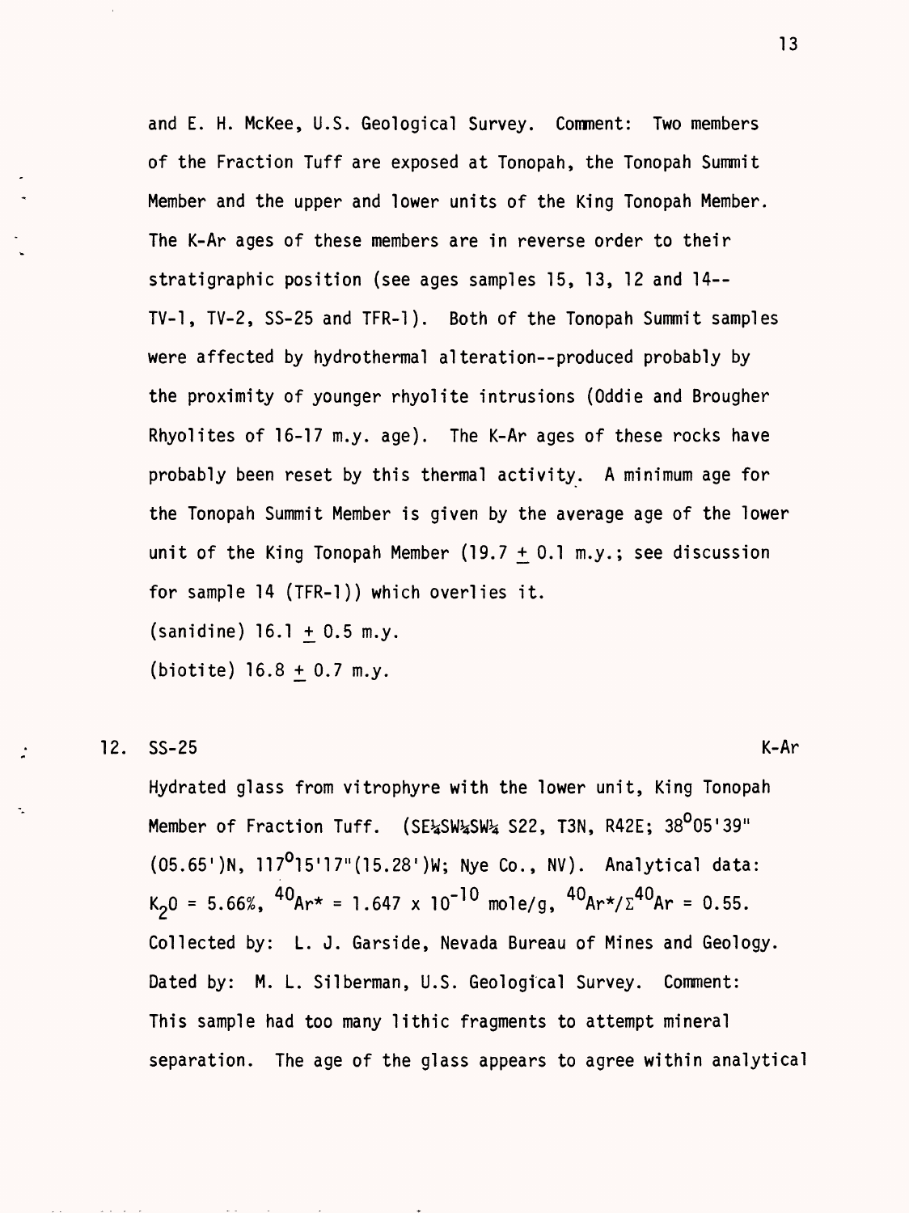and E. H. McKee, U.S. Geological Survey. Comment: Two members of the Fraction Tuff are exposed at Tonopah, the Tonopah Summit Member and the upper and lower units of the King Tonopah Member. The K-Ar ages of these members are in reverse order to their stratigraphic position (see ages samples 15, 13, 12 and 14-- TV-1, TV-2, SS-25 and TFR-1). Both of the Tonopah Summit samples were affected by hydrothermal alteration--produced probably by the proximity of younger rhyolite intrusions (Oddie and Brougher Rhyolites of 16-17 m.y. age). The K-Ar ages of these rocks have probably been reset by this thermal activity. A minimum age for the Tonopah Summit Member is given by the average age of the lower unit of the King Tonopah Member (19.7 ± 0.1 m.y.; see discussion for sample 14 (TFR-1)) which overlies it.

(sanidine) 16.1 ± 0.5 m.y.

(biotite) 16.8 ± 0.7 m.y.

12. SS-25 K-Ar

Hydrated glass from vitrophyre with the lower unit, King Tonopah Member of Fraction Tuff. (SE¼SW¼SW¼ S22, T3N, R42E; 38°05'39" (05.65')N, 117°15'17"(15.28')W; Nye Co., NV). Analytical data: $K_2O$ = 5.66%, $^{40}Ar^* = 1.647 \times 10^{-10}$ mole/g, $^{40}Ar^*/\Sigma^{40}Ar = 0.55$. Collected by: L. J. Garside, Nevada Bureau of Mines and Geology. Dated by: M. L. Silberman, U.S. Geological Survey. Comment: This sample had too many lithic fragments to attempt mineral separation. The age of the glass appears to agree within analytical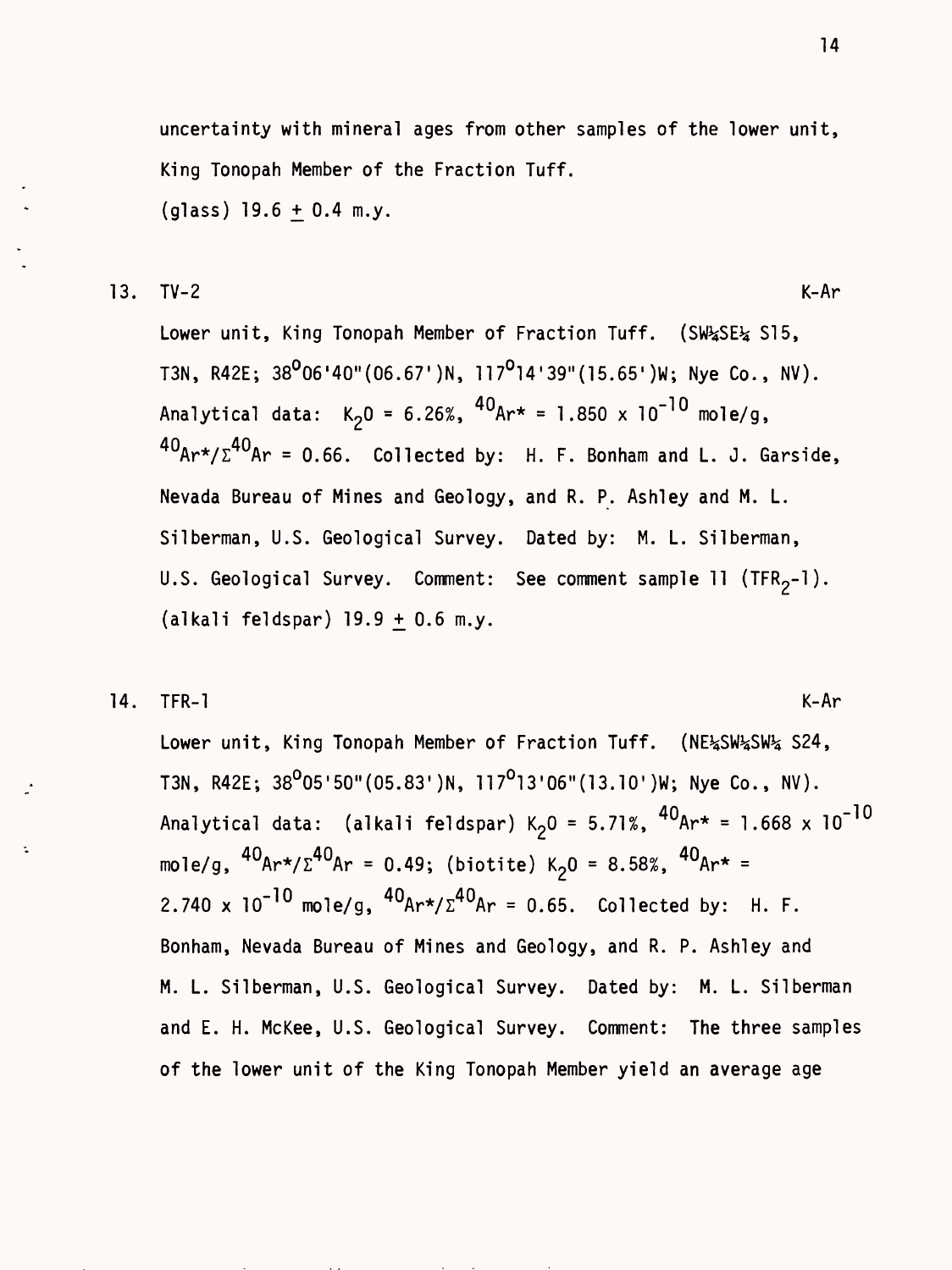uncertainty with mineral ages from other samples of the lower unit, King Tonopah Member of the Fraction Tuff.

(glass) 19.6 ± 0.4 m.y.

13. TV-2 K-Ar

Lower unit, King Tonopah Member of Fraction Tuff. (SW¼SE¼ S15, T3N, R42E; 38°06'40"(06.67')N, 117°14'39"(15.65')W; Nye Co., NV). Analytical data: $K_2O$ = 6.26%, $^{40}Ar^*$ = 1.850 x $10^{-10}$ mole/g, $^{40}Ar^*/\Sigma^{40}Ar$ = 0.66. Collected by: H. F. Bonham and L. J. Garside, Nevada Bureau of Mines and Geology, and R. P. Ashley and M. L. Silberman, U.S. Geological Survey. Dated by: M. L. Silberman, U.S. Geological Survey. Comment: See comment sample 11 ($TFR_2$-1).

(alkali feldspar) 19.9 ± 0.6 m.y.

14. TFR-1 K-Ar

Lower unit, King Tonopah Member of Fraction Tuff. (NE¼SW¼SW¼ S24, T3N, R42E; 38°05'50"(05.83')N, 117°13'06"(13.10')W; Nye Co., NV). Analytical data: (alkali feldspar) $K_2O$ = 5.71%, $^{40}Ar^*$ = 1.668 x $10^{-10}$ mole/g, $^{40}Ar^*/\Sigma^{40}Ar$ = 0.49; (biotite) $K_2O$ = 8.58%, $^{40}Ar^*$ = 2.740 x $10^{-10}$ mole/g, $^{40}Ar^*/\Sigma^{40}Ar$ = 0.65. Collected by: H. F. Bonham, Nevada Bureau of Mines and Geology, and R. P. Ashley and M. L. Silberman, U.S. Geological Survey. Dated by: M. L. Silberman and E. H. McKee, U.S. Geological Survey. Comment: The three samples of the lower unit of the King Tonopah Member yield an average age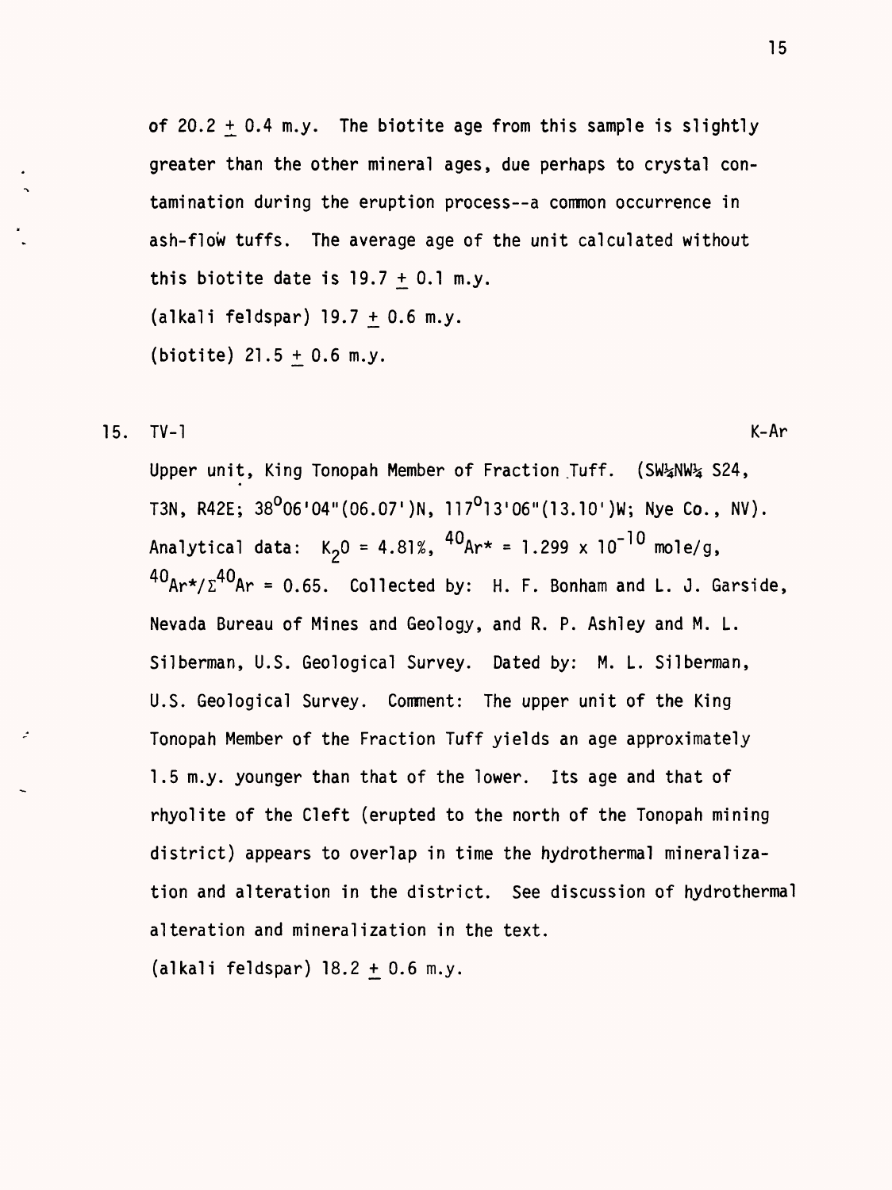of 20.2 ± 0.4 m.y. The biotite age from this sample is slightly greater than the other mineral ages, due perhaps to crystal contamination during the eruption process--a common occurrence in ash-flow tuffs. The average age of the unit calculated without this biotite date is 19.7 ± 0.1 m.y.

(alkali feldspar) 19.7 ± 0.6 m.y.

(biotite) 21.5 ± 0.6 m.y.

15. TV-1 K-Ar

Upper unit, King Tonopah Member of Fraction Tuff. (SW¼NW¼ S24, T3N, R42E; 38°06'04"(06.07')N, 117°13'06"(13.10')W; Nye Co., NV). Analytical data: $K_2O$ = 4.81%, $^{40}Ar^*$ = 1.299 x $10^{-10}$ mole/g, $^{40}Ar^*/\Sigma^{40}Ar$ = 0.65. Collected by: H. F. Bonham and L. J. Garside, Nevada Bureau of Mines and Geology, and R. P. Ashley and M. L. Silberman, U.S. Geological Survey. Dated by: M. L. Silberman, U.S. Geological Survey. Comment: The upper unit of the King Tonopah Member of the Fraction Tuff yields an age approximately 1.5 m.y. younger than that of the lower. Its age and that of rhyolite of the Cleft (erupted to the north of the Tonopah mining district) appears to overlap in time the hydrothermal mineralization and alteration in the district. See discussion of hydrothermal alteration and mineralization in the text.

(alkali feldspar) 18.2 ± 0.6 m.y.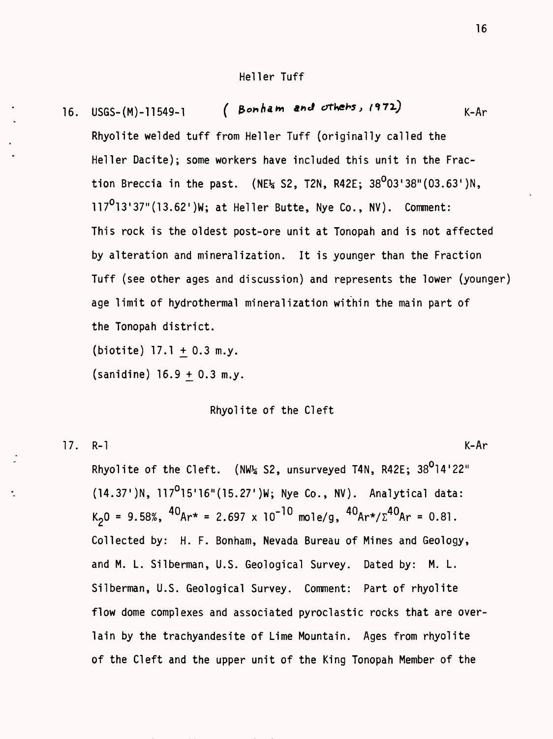## Heller Tuff

16. USGS-(M)-11549-1 *( Bonham and others, 1972)* K-Ar

Rhyolite welded tuff from Heller Tuff (originally called the Heller Dacite); some workers have included this unit in the Fraction Breccia in the past. (NE¼ S2, T2N, R42E; $38^{0}03'38''(03.63')$N, $117^{0}13'37''(13.62')$W; at Heller Butte, Nye Co., NV). Comment: This rock is the oldest post-ore unit at Tonopah and is not affected by alteration and mineralization. It is younger than the Fraction Tuff (see other ages and discussion) and represents the lower (younger) age limit of hydrothermal mineralization within the main part of the Tonopah district.

(biotite) $17.1 \pm 0.3$ m.y.

(sanidine) $16.9 \pm 0.3$ m.y.

## Rhyolite of the Cleft

17. R-1 K-Ar

Rhyolite of the Cleft. (NW¼ S2, unsurveyed T4N, R42E; $38^{0}14'22''$ $(14.37')$N, $117^{0}15'16''(15.27')$W; Nye Co., NV). Analytical data: $K_2O = 9.58\%$, $^{40}Ar^* = 2.697 \times 10^{-10}$ mole/g, $^{40}Ar^*/\Sigma^{40}Ar = 0.81$. Collected by: H. F. Bonham, Nevada Bureau of Mines and Geology, and M. L. Silberman, U.S. Geological Survey. Dated by: M. L. Silberman, U.S. Geological Survey. Comment: Part of rhyolite flow dome complexes and associated pyroclastic rocks that are overlain by the trachyandesite of Lime Mountain. Ages from rhyolite of the Cleft and the upper unit of the King Tonopah Member of the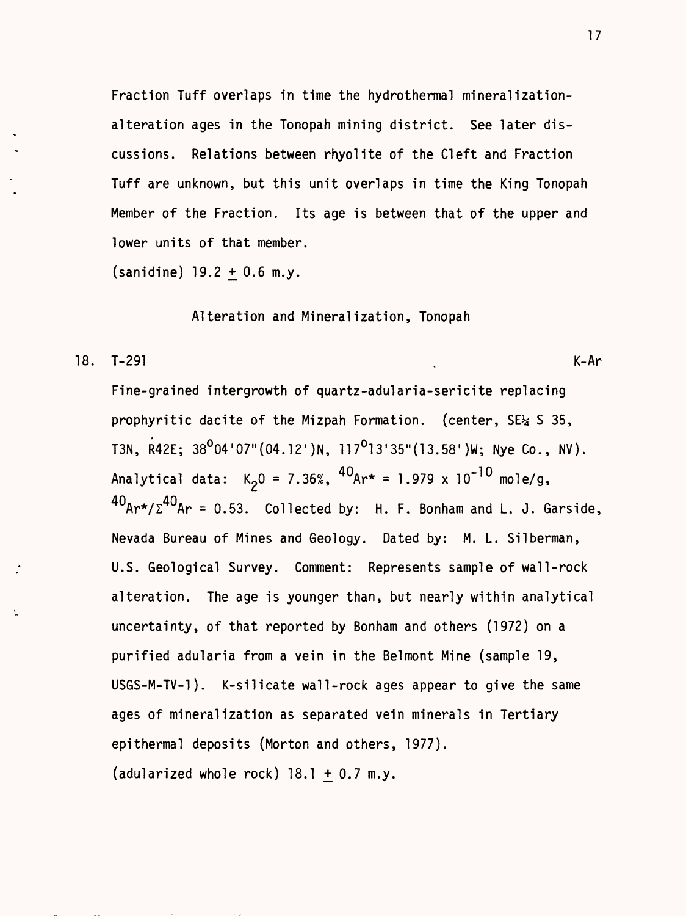Fraction Tuff overlaps in time the hydrothermal mineralization-alteration ages in the Tonopah mining district. See later discussions. Relations between rhyolite of the Cleft and Fraction Tuff are unknown, but this unit overlaps in time the King Tonopah Member of the Fraction. Its age is between that of the upper and lower units of that member.

(sanidine) 19.2 ± 0.6 m.y.

## Alteration and Mineralization, Tonopah

18. T-291 K-Ar

Fine-grained intergrowth of quartz-adularia-sericite replacing prophyritic dacite of the Mizpah Formation. (center, SE¼ S 35, T3N, R42E; 38°04'07"(04.12')N, 117°13'35"(13.58')W; Nye Co., NV). Analytical data: $K_2O$ = 7.36%, $^{40}Ar^*$ = $1.979 \times 10^{-10}$ mole/g, $^{40}Ar^*/\Sigma^{40}Ar$ = 0.53. Collected by: H. F. Bonham and L. J. Garside, Nevada Bureau of Mines and Geology. Dated by: M. L. Silberman, U.S. Geological Survey. Comment: Represents sample of wall-rock alteration. The age is younger than, but nearly within analytical uncertainty, of that reported by Bonham and others (1972) on a purified adularia from a vein in the Belmont Mine (sample 19, USGS-M-TV-1). K-silicate wall-rock ages appear to give the same ages of mineralization as separated vein minerals in Tertiary epithermal deposits (Morton and others, 1977).

(adularized whole rock) 18.1 ± 0.7 m.y.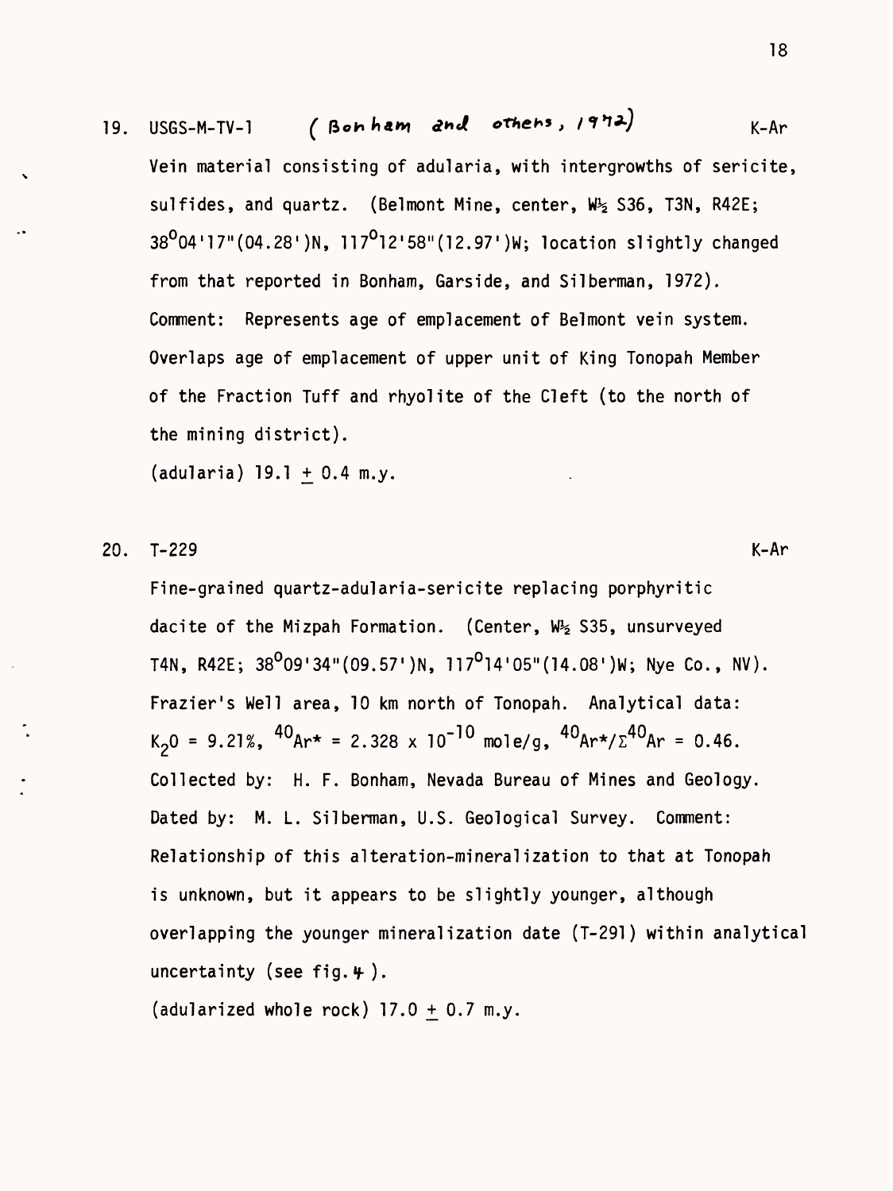19. USGS-M-TV-1 (Bonham and others, 1972) K-Ar

Vein material consisting of adularia, with intergrowths of sericite, sulfides, and quartz. (Belmont Mine, center, W½ S36, T3N, R42E; 38°04'17"(04.28')N, 117°12'58"(12.97')W; location slightly changed from that reported in Bonham, Garside, and Silberman, 1972). Comment: Represents age of emplacement of Belmont vein system. Overlaps age of emplacement of upper unit of King Tonopah Member of the Fraction Tuff and rhyolite of the Cleft (to the north of the mining district).

(adularia) 19.1 ± 0.4 m.y.

20. T-229 K-Ar

Fine-grained quartz-adularia-sericite replacing porphyritic dacite of the Mizpah Formation. (Center, W½ S35, unsurveyed T4N, R42E; 38°09'34"(09.57')N, 117°14'05"(14.08')W; Nye Co., NV). Frazier's Well area, 10 km north of Tonopah. Analytical data: $K_2O$ = 9.21%, $^{40}Ar^* = 2.328 \times 10^{-10}$ mole/g, $^{40}Ar^*/\Sigma^{40}Ar = 0.46$. Collected by: H. F. Bonham, Nevada Bureau of Mines and Geology. Dated by: M. L. Silberman, U.S. Geological Survey. Comment: Relationship of this alteration-mineralization to that at Tonopah is unknown, but it appears to be slightly younger, although overlapping the younger mineralization date (T-291) within analytical uncertainty (see fig. 4).

(adularized whole rock) 17.0 ± 0.7 m.y.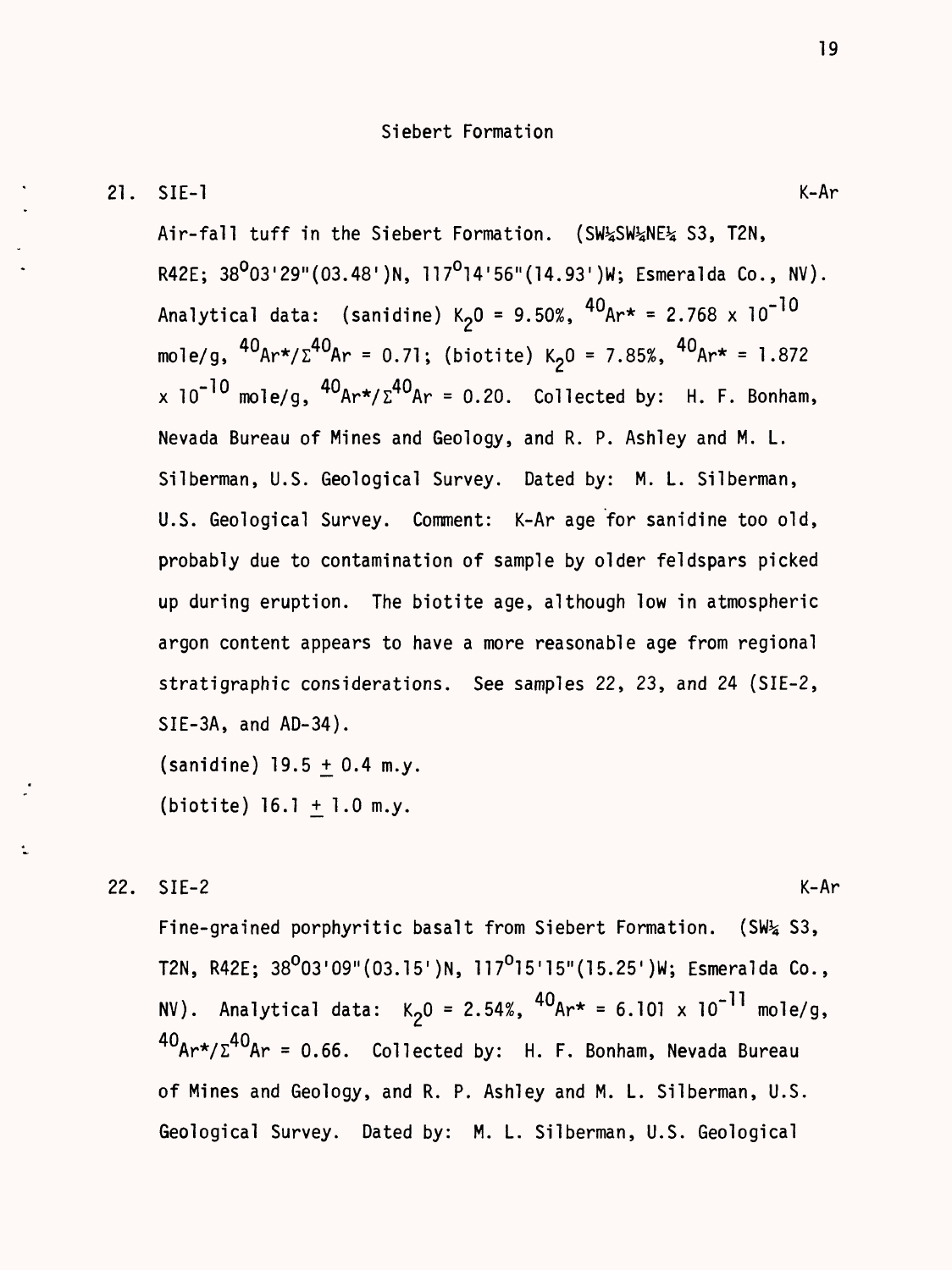## Siebert Formation

21. SIE-1 K-Ar

Air-fall tuff in the Siebert Formation. (SW¼SW¼NE¼ S3, T2N, R42E; 38°03'29"(03.48')N, 117°14'56"(14.93')W; Esmeralda Co., NV). Analytical data: (sanidine) $K_2O$ = 9.50%, $^{40}Ar^*$ = 2.768 x $10^{-10}$ mole/g, $^{40}Ar^*/\Sigma^{40}Ar$ = 0.71; (biotite) $K_2O$ = 7.85%, $^{40}Ar^*$ = 1.872 x $10^{-10}$ mole/g, $^{40}Ar^*/\Sigma^{40}Ar$ = 0.20. Collected by: H. F. Bonham, Nevada Bureau of Mines and Geology, and R. P. Ashley and M. L. Silberman, U.S. Geological Survey. Dated by: M. L. Silberman, U.S. Geological Survey. Comment: K-Ar age for sanidine too old, probably due to contamination of sample by older feldspars picked up during eruption. The biotite age, although low in atmospheric argon content appears to have a more reasonable age from regional stratigraphic considerations. See samples 22, 23, and 24 (SIE-2, SIE-3A, and AD-34).

(sanidine) 19.5 ± 0.4 m.y.

(biotite) 16.1 ± 1.0 m.y.

22. SIE-2 K-Ar

Fine-grained porphyritic basalt from Siebert Formation. (SW¼ S3, T2N, R42E; 38°03'09"(03.15')N, 117°15'15"(15.25')W; Esmeralda Co., NV). Analytical data: $K_2O$ = 2.54%, $^{40}Ar^*$ = 6.101 x $10^{-11}$ mole/g, $^{40}Ar^*/\Sigma^{40}Ar$ = 0.66. Collected by: H. F. Bonham, Nevada Bureau of Mines and Geology, and R. P. Ashley and M. L. Silberman, U.S. Geological Survey. Dated by: M. L. Silberman, U.S. Geological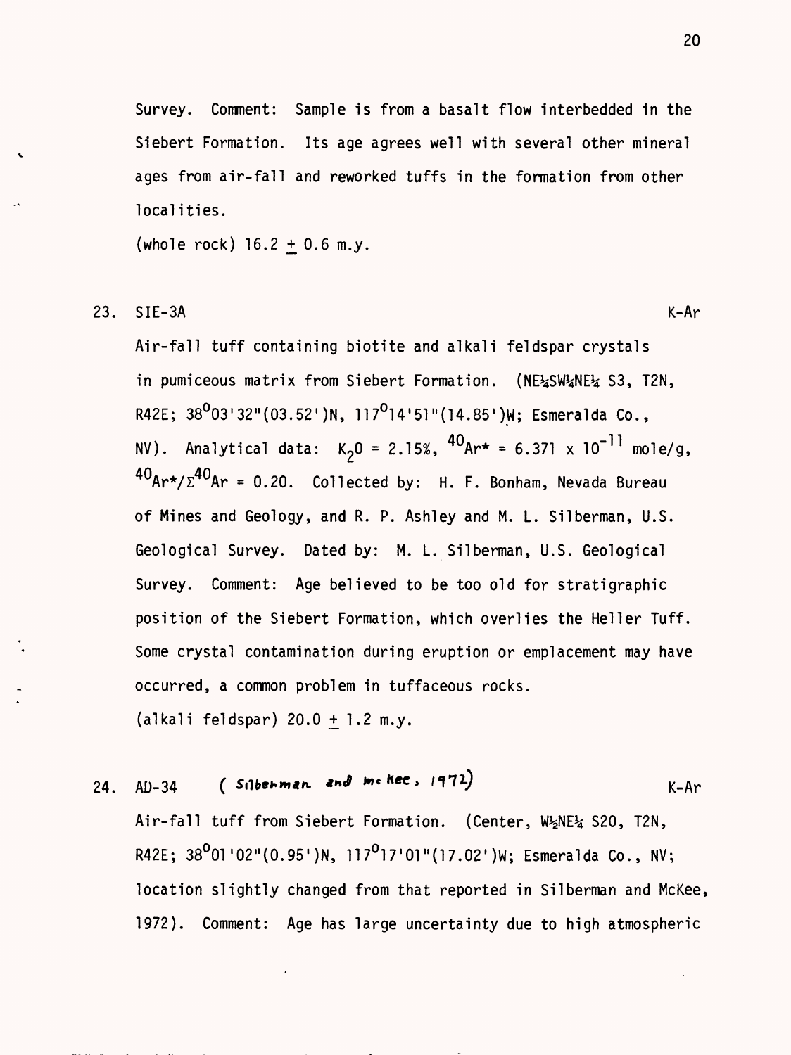Survey. Comment: Sample is from a basalt flow interbedded in the Siebert Formation. Its age agrees well with several other mineral ages from air-fall and reworked tuffs in the formation from other localities.

(whole rock) 16.2 ± 0.6 m.y.

23. SIE-3A K-Ar

Air-fall tuff containing biotite and alkali feldspar crystals in pumiceous matrix from Siebert Formation. (NE¼SW¼NE¼ S3, T2N, R42E; 38°03'32"(03.52')N, 117°14'51"(14.85')W; Esmeralda Co., NV). Analytical data: $K_2O$ = 2.15%, $^{40}Ar^*$ = 6.371 x $10^{-11}$ mole/g, $^{40}Ar^*/\Sigma^{40}Ar$ = 0.20. Collected by: H. F. Bonham, Nevada Bureau of Mines and Geology, and R. P. Ashley and M. L. Silberman, U.S. Geological Survey. Dated by: M. L. Silberman, U.S. Geological Survey. Comment: Age believed to be too old for stratigraphic position of the Siebert Formation, which overlies the Heller Tuff. Some crystal contamination during eruption or emplacement may have occurred, a common problem in tuffaceous rocks.

(alkali feldspar) 20.0 ± 1.2 m.y.

24. AD-34 (Silberman and McKee, 1972) K-Ar

Air-fall tuff from Siebert Formation. (Center, W½NE¼ S20, T2N, R42E; 38°01'02"(0.95')N, 117°17'01"(17.02')W; Esmeralda Co., NV; location slightly changed from that reported in Silberman and McKee, 1972). Comment: Age has large uncertainty due to high atmospheric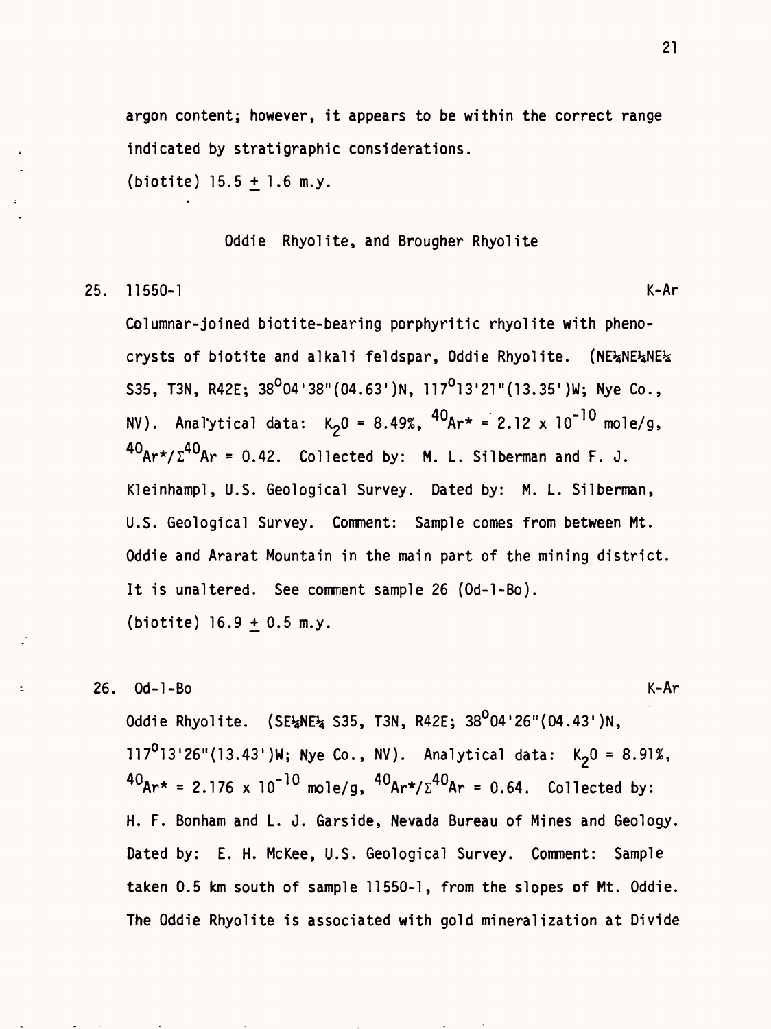argon content; however, it appears to be within the correct range indicated by stratigraphic considerations.

(biotite) 15.5 ± 1.6 m.y.

### Oddie Rhyolite, and Brougher Rhyolite

25. 11550-1 K-Ar

Columnar-joined biotite-bearing porphyritic rhyolite with phenocrysts of biotite and alkali feldspar, Oddie Rhyolite. (NE¼NE¼NE¼ S35, T3N, R42E; 38°04'38"(04.63')N, 117°13'21"(13.35')W; Nye Co., NV). Analytical data: $K_2O$ = 8.49%, $^{40}Ar^*$ = 2.12 x $10^{-10}$ mole/g, $^{40}Ar^*/\Sigma^{40}Ar$ = 0.42. Collected by: M. L. Silberman and F. J. Kleinhampl, U.S. Geological Survey. Dated by: M. L. Silberman, U.S. Geological Survey. Comment: Sample comes from between Mt. Oddie and Ararat Mountain in the main part of the mining district. It is unaltered. See comment sample 26 (Od-1-Bo).

(biotite) 16.9 ± 0.5 m.y.

26. Od-1-Bo K-Ar

Oddie Rhyolite. (SE¼NE¼ S35, T3N, R42E; 38°04'26"(04.43')N, 117°13'26"(13.43')W; Nye Co., NV). Analytical data: $K_2O$ = 8.91%, $^{40}Ar^*$ = 2.176 x $10^{-10}$ mole/g, $^{40}Ar^*/\Sigma^{40}Ar$ = 0.64. Collected by: H. F. Bonham and L. J. Garside, Nevada Bureau of Mines and Geology. Dated by: E. H. McKee, U.S. Geological Survey. Comment: Sample taken 0.5 km south of sample 11550-1, from the slopes of Mt. Oddie. The Oddie Rhyolite is associated with gold mineralization at Divide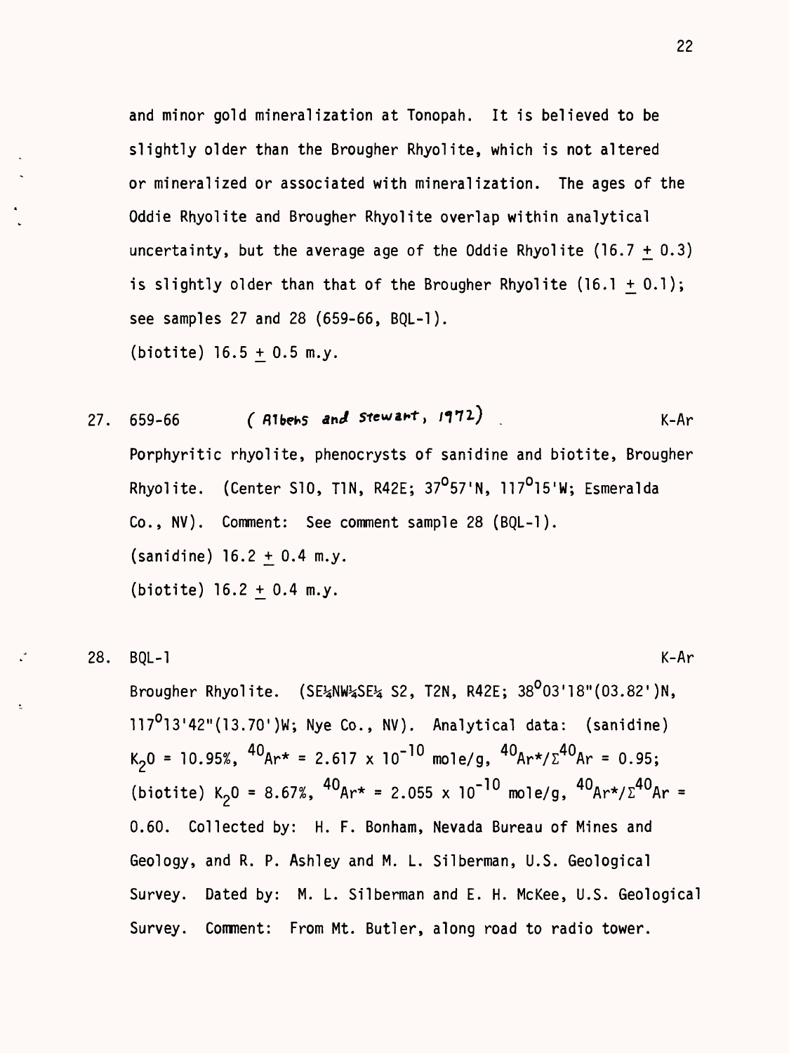and minor gold mineralization at Tonopah. It is believed to be slightly older than the Brougher Rhyolite, which is not altered or mineralized or associated with mineralization. The ages of the Oddie Rhyolite and Brougher Rhyolite overlap within analytical uncertainty, but the average age of the Oddie Rhyolite (16.7 $\pm$ 0.3) is slightly older than that of the Brougher Rhyolite (16.1 $\pm$ 0.1); see samples 27 and 28 (659-66, BQL-1).
(biotite) 16.5 $\pm$ 0.5 m.y.

27. 659-66 (Albers and Stewart, 1972) K-Ar

Porphyritic rhyolite, phenocrysts of sanidine and biotite, Brougher Rhyolite. (Center S10, T1N, R42E; 37°57'N, 117°15'W; Esmeralda Co., NV). Comment: See comment sample 28 (BQL-1).
(sanidine) 16.2 $\pm$ 0.4 m.y.
(biotite) 16.2 $\pm$ 0.4 m.y.

28. BQL-1 K-Ar

Brougher Rhyolite. (SE¼NW¼SE¼ S2, T2N, R42E; 38°03'18"(03.82')N, 117°13'42"(13.70')W; Nye Co., NV). Analytical data: (sanidine) $K_2O$ = 10.95%, $^{40}Ar^*$ = $2.617 \times 10^{-10}$ mole/g, $^{40}Ar^*/\Sigma^{40}Ar$ = 0.95; (biotite) $K_2O$ = 8.67%, $^{40}Ar^*$ = $2.055 \times 10^{-10}$ mole/g, $^{40}Ar^*/\Sigma^{40}Ar$ = 0.60. Collected by: H. F. Bonham, Nevada Bureau of Mines and Geology, and R. P. Ashley and M. L. Silberman, U.S. Geological Survey. Dated by: M. L. Silberman and E. H. McKee, U.S. Geological Survey. Comment: From Mt. Butler, along road to radio tower.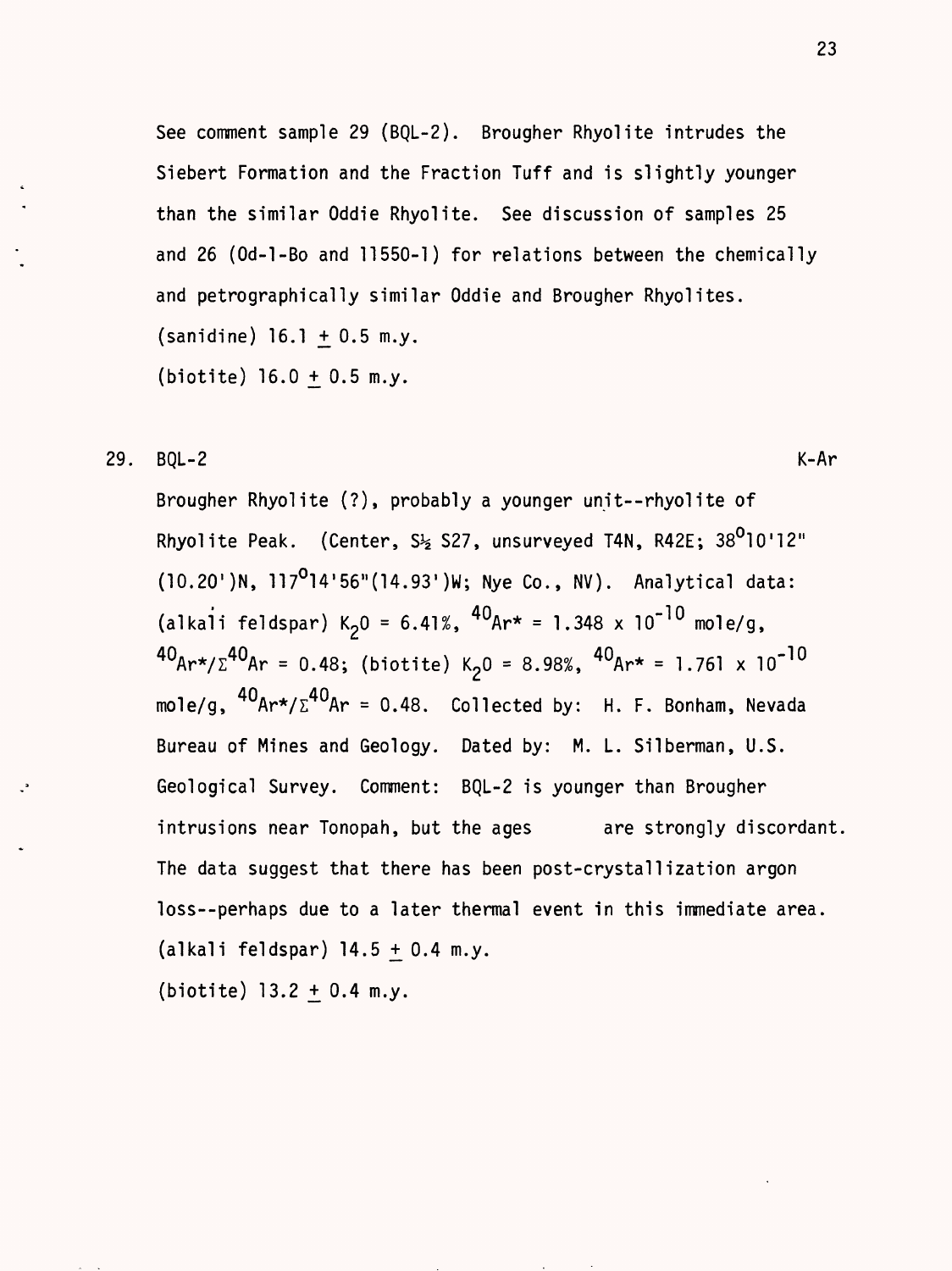See comment sample 29 (BQL-2). Brougher Rhyolite intrudes the Siebert Formation and the Fraction Tuff and is slightly younger than the similar Oddie Rhyolite. See discussion of samples 25 and 26 (Od-1-Bo and 11550-1) for relations between the chemically and petrographically similar Oddie and Brougher Rhyolites.

(sanidine) 16.1 ± 0.5 m.y.

(biotite) 16.0 ± 0.5 m.y.

29. BQL-2 K-Ar

Brougher Rhyolite (?), probably a younger unit--rhyolite of Rhyolite Peak. (Center, S½ S27, unsurveyed T4N, R42E; 38°10'12" (10.20')N, 117°14'56"(14.93')W; Nye Co., NV). Analytical data: (alkali feldspar) $K_2O$ = 6.41%, $^{40}Ar^*$ = 1.348 x $10^{-10}$ mole/g, $^{40}Ar^*/\Sigma^{40}Ar$ = 0.48; (biotite) $K_2O$ = 8.98%, $^{40}Ar^*$ = 1.761 x $10^{-10}$ mole/g, $^{40}Ar^*/\Sigma^{40}Ar$ = 0.48. Collected by: H. F. Bonham, Nevada Bureau of Mines and Geology. Dated by: M. L. Silberman, U.S. Geological Survey. Comment: BQL-2 is younger than Brougher intrusions near Tonopah, but the ages are strongly discordant. The data suggest that there has been post-crystallization argon loss--perhaps due to a later thermal event in this immediate area.

(alkali feldspar) 14.5 ± 0.4 m.y.

(biotite) 13.2 ± 0.4 m.y.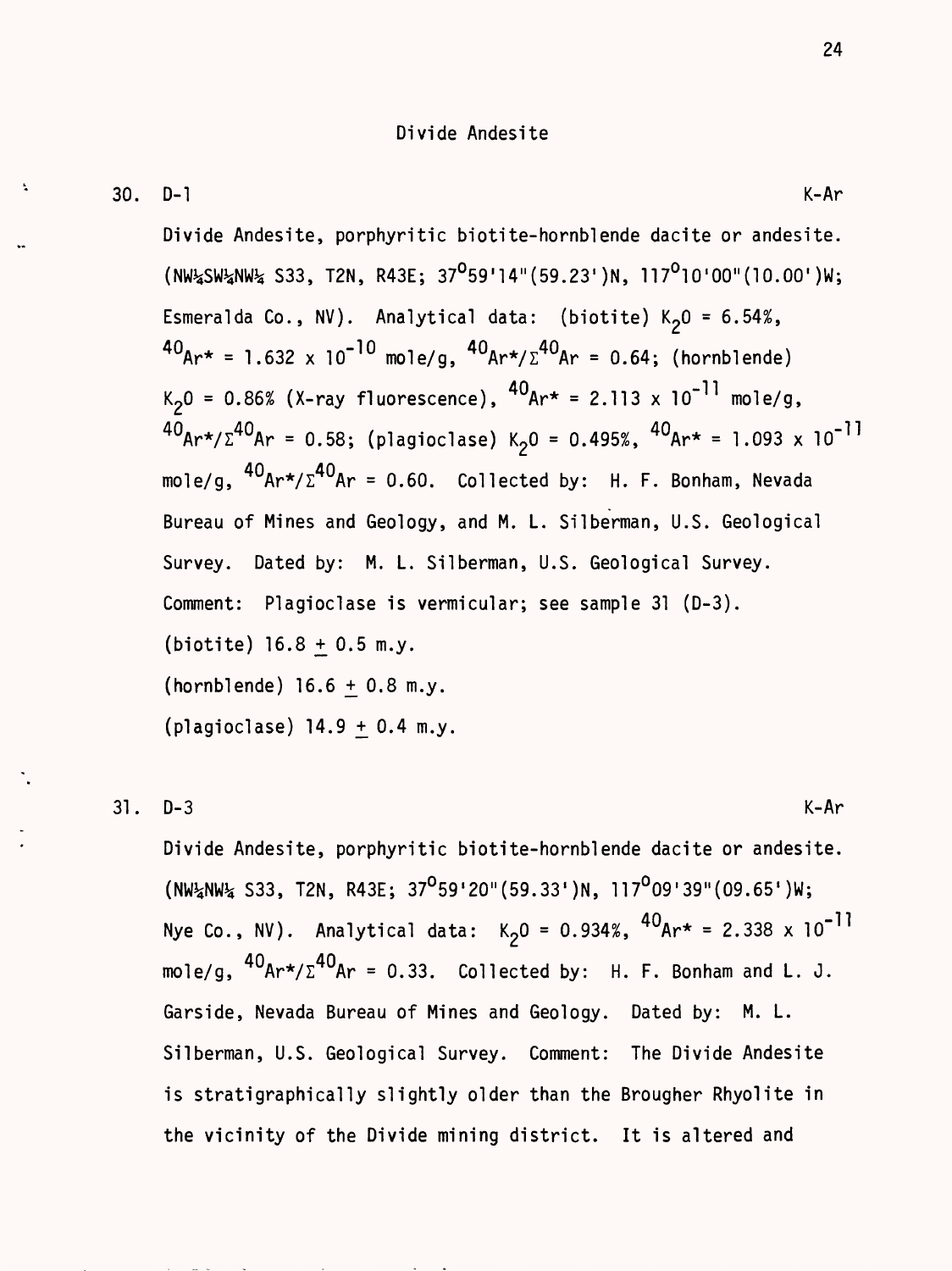## Divide Andesite

30. D-1 K-Ar

Divide Andesite, porphyritic biotite-hornblende dacite or andesite. (NW¼SW¼NW¼ S33, T2N, R43E; 37°59'14"(59.23')N, 117°10'00"(10.00')W; Esmeralda Co., NV). Analytical data: (biotite) $K_2O$ = 6.54%, $^{40}Ar^*$ = 1.632 x $10^{-10}$ mole/g, $^{40}Ar^*/\Sigma^{40}Ar$ = 0.64; (hornblende) $K_2O$ = 0.86% (X-ray fluorescence), $^{40}Ar^*$ = 2.113 x $10^{-11}$ mole/g, $^{40}Ar^*/\Sigma^{40}Ar$ = 0.58; (plagioclase) $K_2O$ = 0.495%, $^{40}Ar^*$ = 1.093 x $10^{-11}$ mole/g, $^{40}Ar^*/\Sigma^{40}Ar$ = 0.60. Collected by: H. F. Bonham, Nevada Bureau of Mines and Geology, and M. L. Silberman, U.S. Geological Survey. Dated by: M. L. Silberman, U.S. Geological Survey. Comment: Plagioclase is vermicular; see sample 31 (D-3).

(biotite) 16.8 ± 0.5 m.y.

(hornblende) 16.6 ± 0.8 m.y.

(plagioclase) 14.9 ± 0.4 m.y.

31. D-3 K-Ar

Divide Andesite, porphyritic biotite-hornblende dacite or andesite. (NW¼NW¼ S33, T2N, R43E; 37°59'20"(59.33')N, 117°09'39"(09.65')W; Nye Co., NV). Analytical data: $K_2O$ = 0.934%, $^{40}Ar^*$ = 2.338 x $10^{-11}$ mole/g, $^{40}Ar^*/\Sigma^{40}Ar$ = 0.33. Collected by: H. F. Bonham and L. J. Garside, Nevada Bureau of Mines and Geology. Dated by: M. L. Silberman, U.S. Geological Survey. Comment: The Divide Andesite is stratigraphically slightly older than the Brougher Rhyolite in the vicinity of the Divide mining district. It is altered and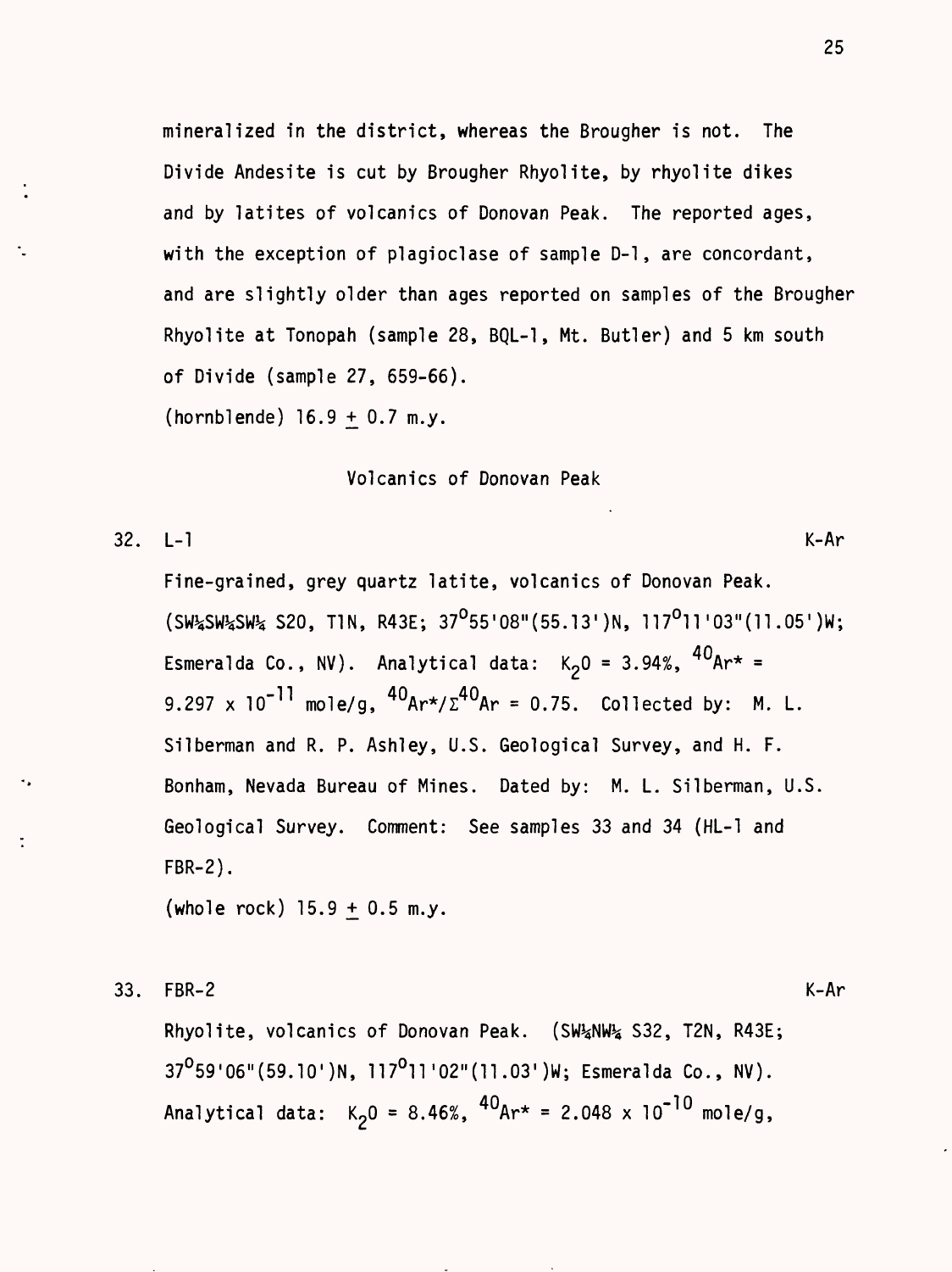mineralized in the district, whereas the Brougher is not. The Divide Andesite is cut by Brougher Rhyolite, by rhyolite dikes and by latites of volcanics of Donovan Peak. The reported ages, with the exception of plagioclase of sample D-1, are concordant, and are slightly older than ages reported on samples of the Brougher Rhyolite at Tonopah (sample 28, BQL-1, Mt. Butler) and 5 km south of Divide (sample 27, 659-66).

(hornblende) 16.9 ± 0.7 m.y.

## Volcanics of Donovan Peak

32. L-1 K-Ar

Fine-grained, grey quartz latite, volcanics of Donovan Peak. (SW¼SW¼SW¼ S20, T1N, R43E; $37^{o}55'08"$(55.13')N, $117^{o}11'03"$(11.05')W; Esmeralda Co., NV). Analytical data: $K_2O$ = 3.94%, $^{40}Ar^*$ = $9.297 \times 10^{-11}$ mole/g, $^{40}Ar^*/\Sigma^{40}Ar$ = 0.75. Collected by: M. L. Silberman and R. P. Ashley, U.S. Geological Survey, and H. F. Bonham, Nevada Bureau of Mines. Dated by: M. L. Silberman, U.S. Geological Survey. Comment: See samples 33 and 34 (HL-1 and FBR-2).

(whole rock) 15.9 ± 0.5 m.y.

33. FBR-2 K-Ar

Rhyolite, volcanics of Donovan Peak. (SW¼NW¼ S32, T2N, R43E; $37^{o}59'06"$(59.10')N, $117^{o}11'02"$(11.03')W; Esmeralda Co., NV). Analytical data: $K_2O$ = 8.46%, $^{40}Ar^*$ = $2.048 \times 10^{-10}$ mole/g,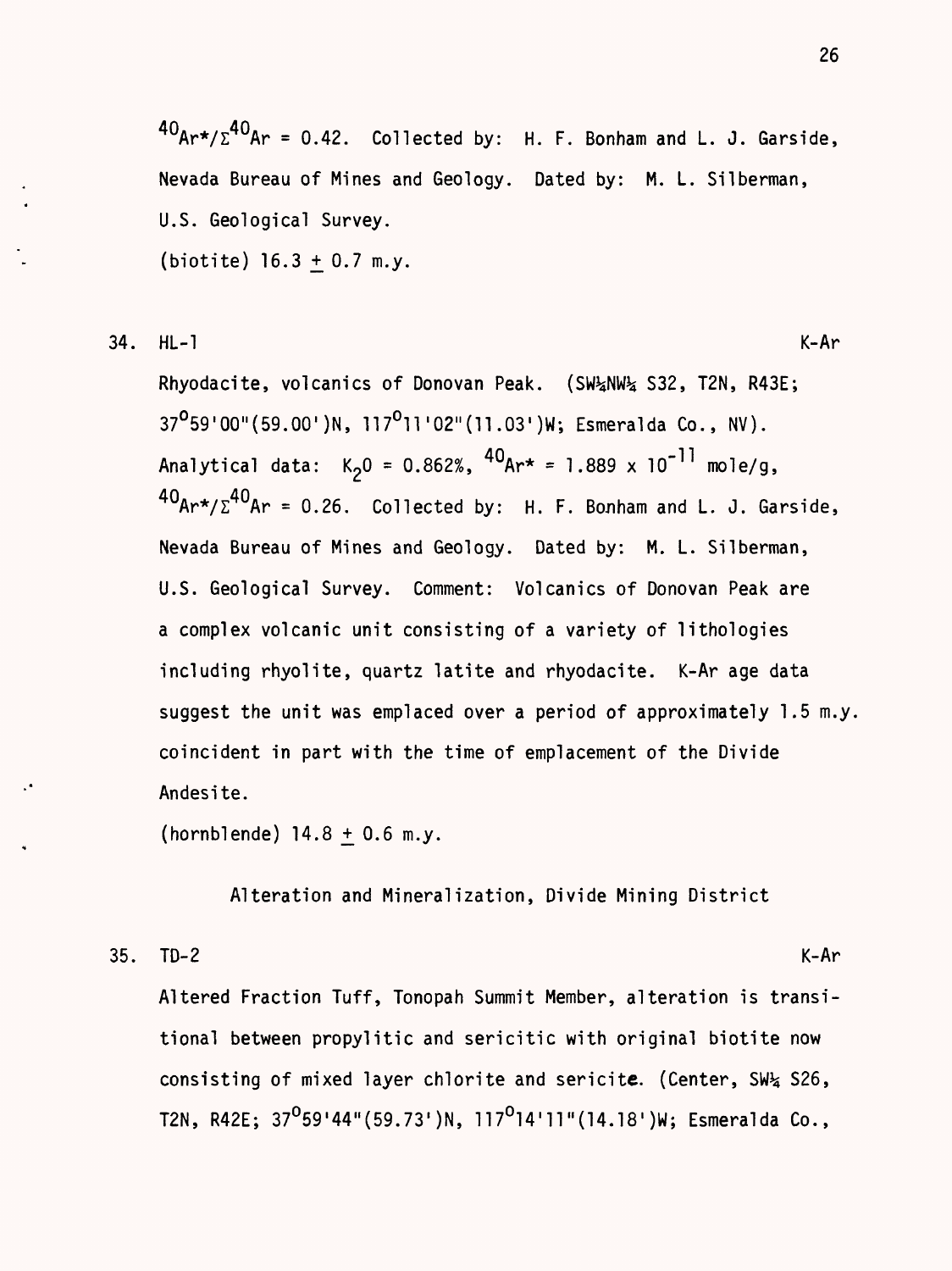$^{40}Ar^{*}/\Sigma^{40}Ar = 0.42$. Collected by: H. F. Bonham and L. J. Garside, Nevada Bureau of Mines and Geology. Dated by: M. L. Silberman, U.S. Geological Survey.

(biotite) 16.3 ± 0.7 m.y.

34. HL-1 K-Ar

Rhyodacite, volcanics of Donovan Peak. (SW¼NW¼ S32, T2N, R43E; 37°59'00"(59.00')N, 117°11'02"(11.03')W; Esmeralda Co., NV). Analytical data: $K_2O = 0.862\%$, $^{40}Ar^{*} = 1.889 \times 10^{-11}$ mole/g, $^{40}Ar^{*}/\Sigma^{40}Ar = 0.26$. Collected by: H. F. Bonham and L. J. Garside, Nevada Bureau of Mines and Geology. Dated by: M. L. Silberman, U.S. Geological Survey. Comment: Volcanics of Donovan Peak are a complex volcanic unit consisting of a variety of lithologies including rhyolite, quartz latite and rhyodacite. K-Ar age data suggest the unit was emplaced over a period of approximately 1.5 m.y. coincident in part with the time of emplacement of the Divide Andesite.

(hornblende) 14.8 ± 0.6 m.y.

## Alteration and Mineralization, Divide Mining District

35. TD-2 K-Ar

Altered Fraction Tuff, Tonopah Summit Member, alteration is transitional between propylitic and sericitic with original biotite now consisting of mixed layer chlorite and sericite. (Center, SW¼ S26, T2N, R42E; 37°59'44"(59.73')N, 117°14'11"(14.18')W; Esmeralda Co.,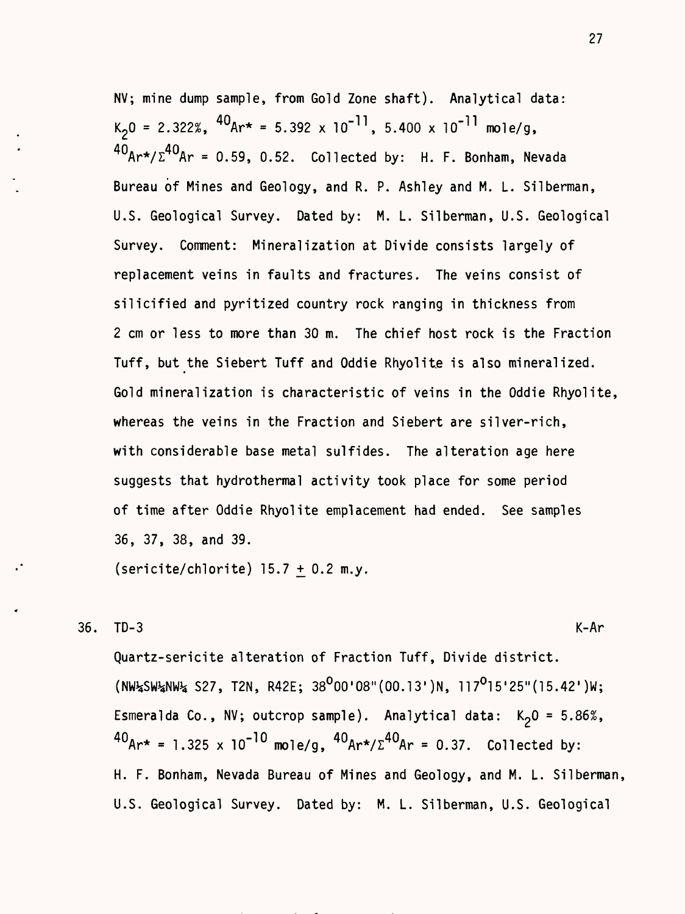NV; mine dump sample, from Gold Zone shaft). Analytical data: $K_2O$ = 2.322%, $^{40}Ar^*$ = 5.392 x $10^{-11}$, 5.400 x $10^{-11}$ mole/g, $^{40}Ar^*/\Sigma^{40}Ar$ = 0.59, 0.52. Collected by: H. F. Bonham, Nevada Bureau of Mines and Geology, and R. P. Ashley and M. L. Silberman, U.S. Geological Survey. Dated by: M. L. Silberman, U.S. Geological Survey. Comment: Mineralization at Divide consists largely of replacement veins in faults and fractures. The veins consist of silicified and pyritized country rock ranging in thickness from 2 cm or less to more than 30 m. The chief host rock is the Fraction Tuff, but the Siebert Tuff and Oddie Rhyolite is also mineralized. Gold mineralization is characteristic of veins in the Oddie Rhyolite, whereas the veins in the Fraction and Siebert are silver-rich, with considerable base metal sulfides. The alteration age here suggests that hydrothermal activity took place for some period of time after Oddie Rhyolite emplacement had ended. See samples 36, 37, 38, and 39.

(sericite/chlorite) 15.7 ± 0.2 m.y.

36. TD-3 K-Ar

Quartz-sericite alteration of Fraction Tuff, Divide district. (NW¼SW¼NW¼ S27, T2N, R42E; 38°00'08"(00.13')N, 117°15'25"(15.42')W; Esmeralda Co., NV; outcrop sample). Analytical data: $K_2O$ = 5.86%, $^{40}Ar^*$ = 1.325 x $10^{-10}$ mole/g, $^{40}Ar^*/\Sigma^{40}Ar$ = 0.37. Collected by: H. F. Bonham, Nevada Bureau of Mines and Geology, and M. L. Silberman, U.S. Geological Survey. Dated by: M. L. Silberman, U.S. Geological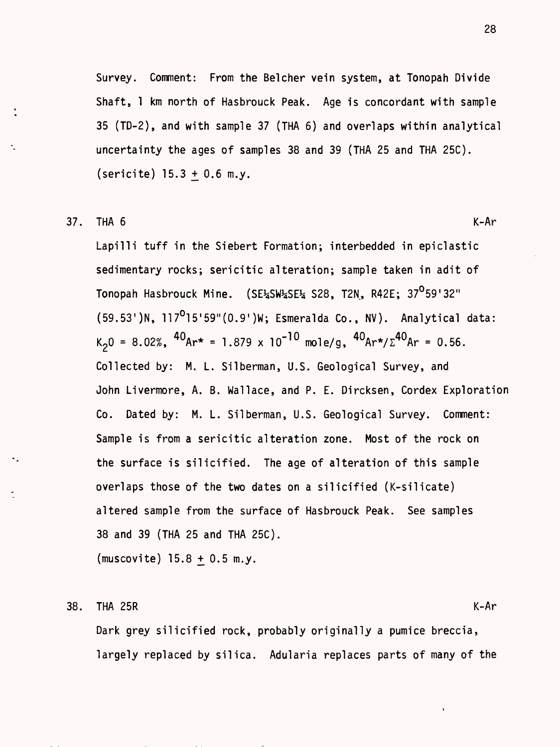Survey. Comment: From the Belcher vein system, at Tonopah Divide Shaft, 1 km north of Hasbrouck Peak. Age is concordant with sample 35 (TD-2), and with sample 37 (THA 6) and overlaps within analytical uncertainty the ages of samples 38 and 39 (THA 25 and THA 25C). (sericite) 15.3 ± 0.6 m.y.

37. THA 6 K-Ar

Lapilli tuff in the Siebert Formation; interbedded in epiclastic sedimentary rocks; sericitic alteration; sample taken in adit of Tonopah Hasbrouck Mine. (SE¼SW¼SE¼ S28, T2N, R42E; 37°59'32" (59.53')N, 117°15'59"(0.9')W; Esmeralda Co., NV). Analytical data: $K_2O$ = 8.02%, $^{40}Ar^*$ = $1.879 \times 10^{-10}$ mole/g, $^{40}Ar^*/\Sigma^{40}Ar$ = 0.56. Collected by: M. L. Silberman, U.S. Geological Survey, and John Livermore, A. B. Wallace, and P. E. Dircksen, Cordex Exploration Co. Dated by: M. L. Silberman, U.S. Geological Survey. Comment: Sample is from a sericitic alteration zone. Most of the rock on the surface is silicified. The age of alteration of this sample overlaps those of the two dates on a silicified (K-silicate) altered sample from the surface of Hasbrouck Peak. See samples 38 and 39 (THA 25 and THA 25C).

(muscovite) 15.8 ± 0.5 m.y.

38. THA 25R K-Ar

Dark grey silicified rock, probably originally a pumice breccia, largely replaced by silica. Adularia replaces parts of many of the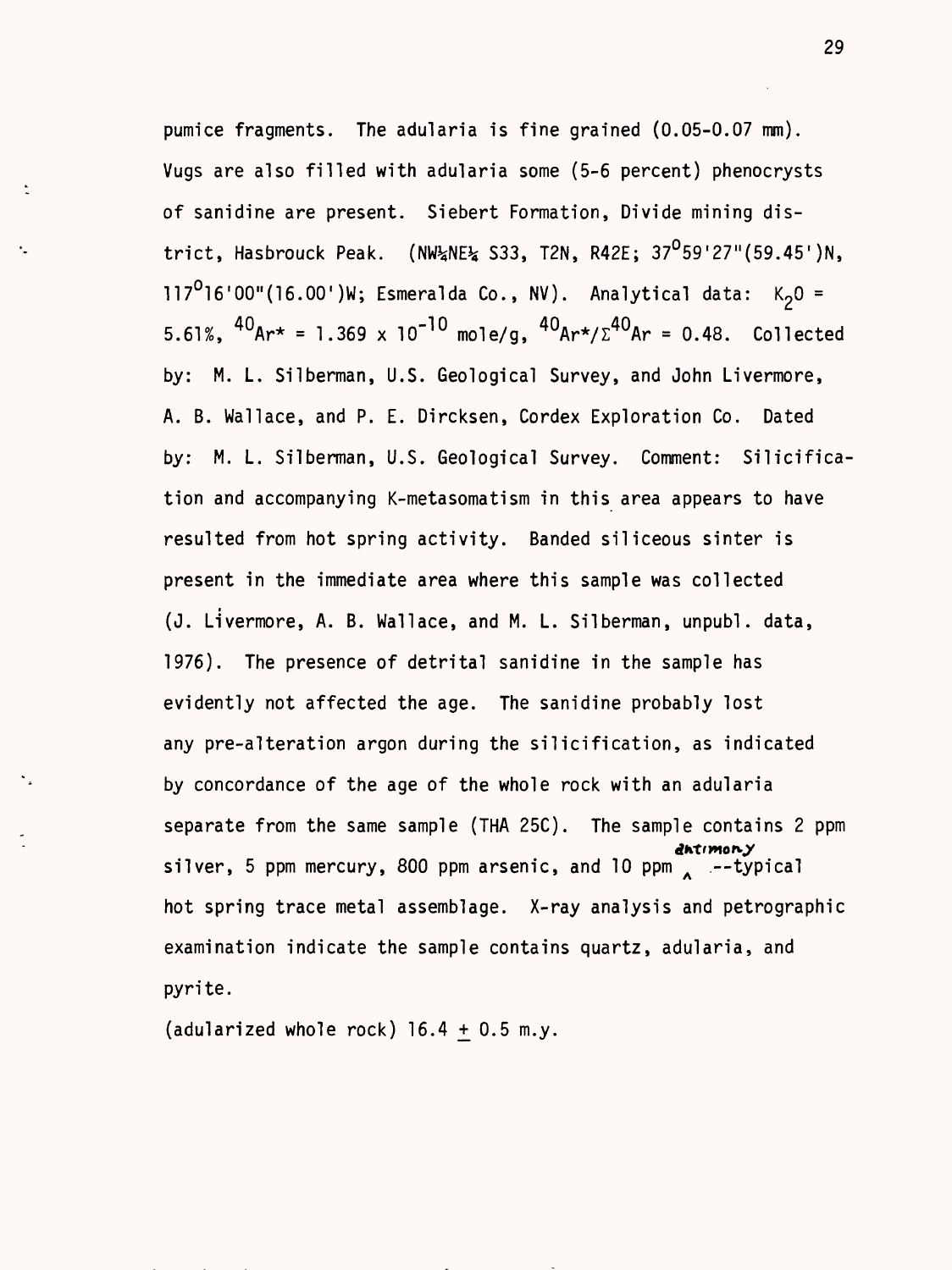pumice fragments. The adularia is fine grained (0.05-0.07 mm). Vugs are also filled with adularia some (5-6 percent) phenocrysts of sanidine are present. Siebert Formation, Divide mining district, Hasbrouck Peak. (NW¼NE¼ S33, T2N, R42E; 37°59'27"(59.45')N, 117°16'00"(16.00')W; Esmeralda Co., NV). Analytical data: $K_2O$ = 5.61%, $^{40}Ar^*$ = 1.369 x $10^{-10}$ mole/g, $^{40}Ar^*/\Sigma^{40}Ar$ = 0.48. Collected by: M. L. Silberman, U.S. Geological Survey, and John Livermore, A. B. Wallace, and P. E. Dircksen, Cordex Exploration Co. Dated by: M. L. Silberman, U.S. Geological Survey. Comment: Silicification and accompanying K-metasomatism in this area appears to have resulted from hot spring activity. Banded siliceous sinter is present in the immediate area where this sample was collected (J. Livermore, A. B. Wallace, and M. L. Silberman, unpubl. data, 1976). The presence of detrital sanidine in the sample has evidently not affected the age. The sanidine probably lost any pre-alteration argon during the silicification, as indicated by concordance of the age of the whole rock with an adularia separate from the same sample (THA 25C). The sample contains 2 ppm silver, 5 ppm mercury, 800 ppm arsenic, and 10 ppm antimony--typical hot spring trace metal assemblage. X-ray analysis and petrographic examination indicate the sample contains quartz, adularia, and pyrite.

(adularized whole rock) 16.4 ± 0.5 m.y.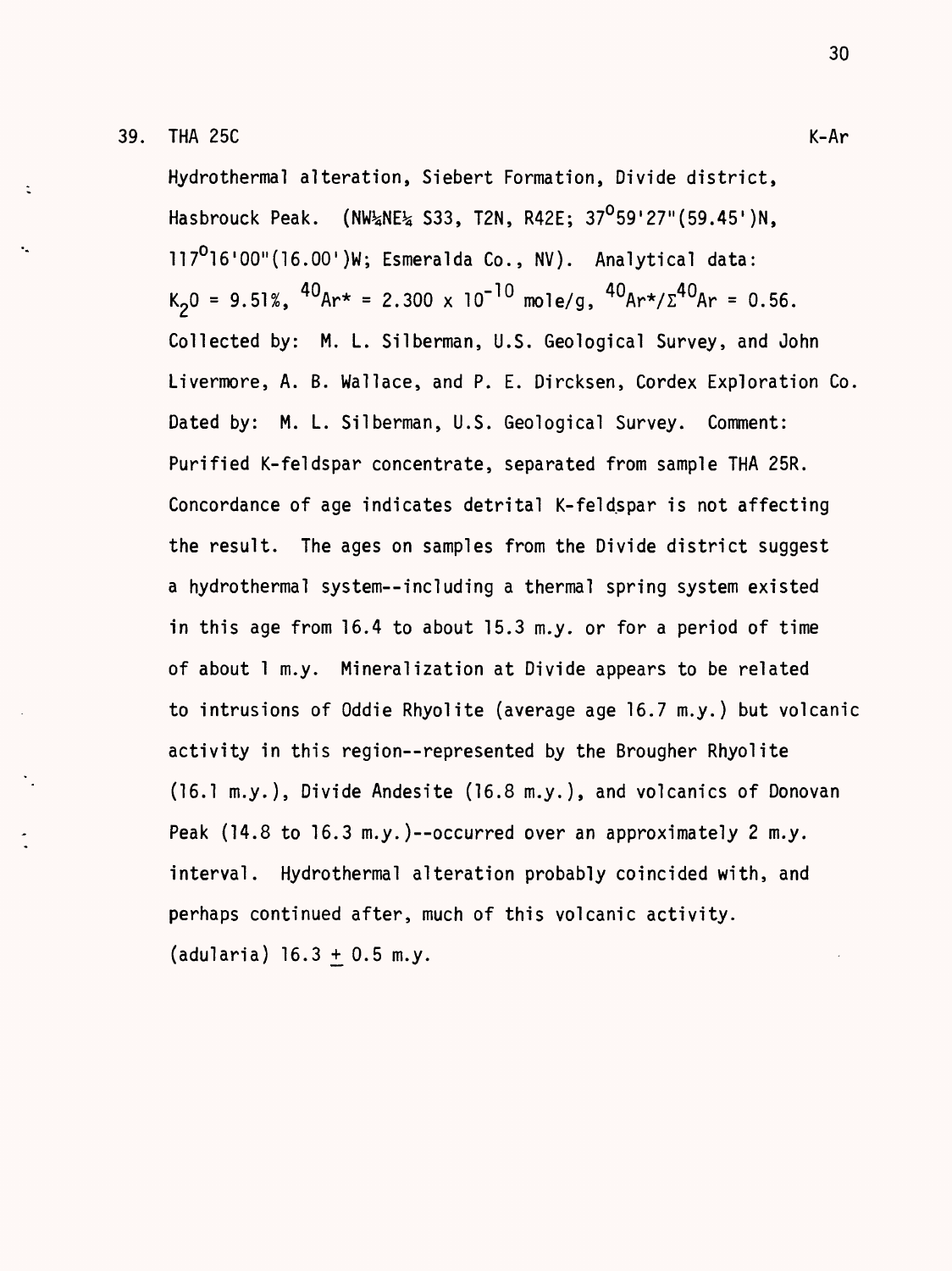39. THA 25C K-Ar

Hydrothermal alteration, Siebert Formation, Divide district, Hasbrouck Peak. (NW¼NE¼ S33, T2N, R42E; $37^{o}59'27''(59.45')N$, $117^{o}16'00''(16.00')W$; Esmeralda Co., NV). Analytical data: $K_2O = 9.51\%$, $^{40}Ar^* = 2.300 \times 10^{-10}$ mole/g, $^{40}Ar^*/\Sigma^{40}Ar = 0.56$. Collected by: M. L. Silberman, U.S. Geological Survey, and John Livermore, A. B. Wallace, and P. E. Dircksen, Cordex Exploration Co. Dated by: M. L. Silberman, U.S. Geological Survey. Comment: Purified K-feldspar concentrate, separated from sample THA 25R. Concordance of age indicates detrital K-feldspar is not affecting the result. The ages on samples from the Divide district suggest a hydrothermal system--including a thermal spring system existed in this age from 16.4 to about 15.3 m.y. or for a period of time of about 1 m.y. Mineralization at Divide appears to be related to intrusions of Oddie Rhyolite (average age 16.7 m.y.) but volcanic activity in this region--represented by the Brougher Rhyolite (16.1 m.y.), Divide Andesite (16.8 m.y.), and volcanics of Donovan Peak (14.8 to 16.3 m.y.)--occurred over an approximately 2 m.y. interval. Hydrothermal alteration probably coincided with, and perhaps continued after, much of this volcanic activity.

(adularia) $16.3 \pm 0.5$ m.y.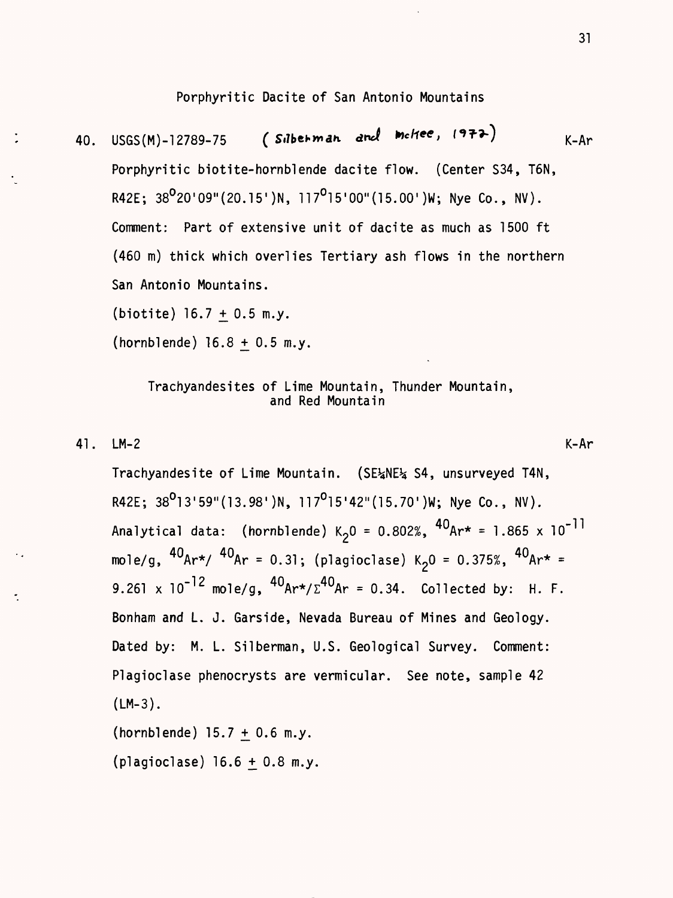## Porphyritic Dacite of San Antonio Mountains

40. USGS(M)-12789-75 *(Silberman and McKee, 1972)* K-Ar

Porphyritic biotite-hornblende dacite flow. (Center S34, T6N, R42E; $38^{o}20'09''(20.15')$N, $117^{o}15'00''(15.00')$W; Nye Co., NV). Comment: Part of extensive unit of dacite as much as 1500 ft (460 m) thick which overlies Tertiary ash flows in the northern San Antonio Mountains.

(biotite) 16.7 ± 0.5 m.y.

(hornblende) 16.8 ± 0.5 m.y.

## Trachyandesites of Lime Mountain, Thunder Mountain, and Red Mountain

41. LM-2 K-Ar

Trachyandesite of Lime Mountain. (SE¼NE¼ S4, unsurveyed T4N, R42E; $38^{o}13'59''(13.98')$N, $117^{o}15'42''(15.70')$W; Nye Co., NV). Analytical data: (hornblende) $K_2O$ = 0.802%, $^{40}Ar^*$ = $1.865 \times 10^{-11}$ mole/g, $^{40}Ar^*/^{40}Ar$ = 0.31; (plagioclase) $K_2O$ = 0.375%, $^{40}Ar^*$ = $9.261 \times 10^{-12}$ mole/g, $^{40}Ar^*/\Sigma^{40}Ar$ = 0.34. Collected by: H. F. Bonham and L. J. Garside, Nevada Bureau of Mines and Geology. Dated by: M. L. Silberman, U.S. Geological Survey. Comment: Plagioclase phenocrysts are vermicular. See note, sample 42 (LM-3).

(hornblende) 15.7 ± 0.6 m.y.

(plagioclase) 16.6 ± 0.8 m.y.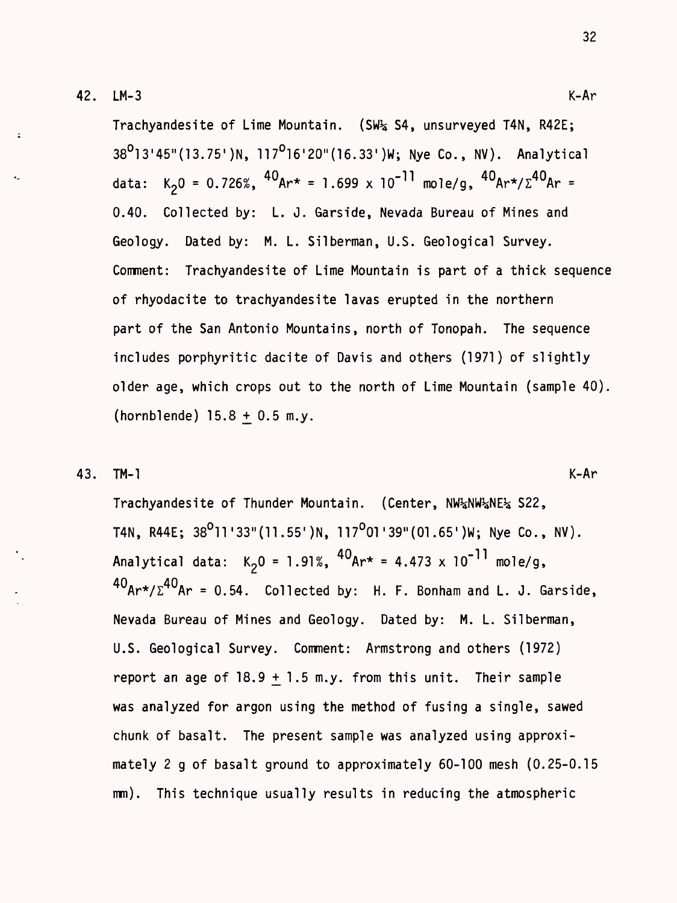42. LM-3 K-Ar

Trachyandesite of Lime Mountain. (SW¼ S4, unsurveyed T4N, R42E; $38^{\circ}13'45''(13.75')$N, $117^{\circ}16'20''(16.33')$W; Nye Co., NV). Analytical data: $K_2O = 0.726\%$, $^{40}Ar^* = 1.699 \times 10^{-11}$ mole/g, $^{40}Ar^*/\Sigma^{40}Ar = 0.40$. Collected by: L. J. Garside, Nevada Bureau of Mines and Geology. Dated by: M. L. Silberman, U.S. Geological Survey. Comment: Trachyandesite of Lime Mountain is part of a thick sequence of rhyodacite to trachyandesite lavas erupted in the northern part of the San Antonio Mountains, north of Tonopah. The sequence includes porphyritic dacite of Davis and others (1971) of slightly older age, which crops out to the north of Lime Mountain (sample 40).

(hornblende) $15.8 \pm 0.5$ m.y.

43. TM-1 K-Ar

Trachyandesite of Thunder Mountain. (Center, NW¼NW¼NE¼ S22, T4N, R44E; $38^{\circ}11'33''(11.55')$N, $117^{\circ}01'39''(01.65')$W; Nye Co., NV). Analytical data: $K_2O = 1.91\%$, $^{40}Ar^* = 4.473 \times 10^{-11}$ mole/g, $^{40}Ar^*/\Sigma^{40}Ar = 0.54$. Collected by: H. F. Bonham and L. J. Garside, Nevada Bureau of Mines and Geology. Dated by: M. L. Silberman, U.S. Geological Survey. Comment: Armstrong and others (1972) report an age of $18.9 \pm 1.5$ m.y. from this unit. Their sample was analyzed for argon using the method of fusing a single, sawed chunk of basalt. The present sample was analyzed using approximately 2 g of basalt ground to approximately 60-100 mesh (0.25-0.15 mm). This technique usually results in reducing the atmospheric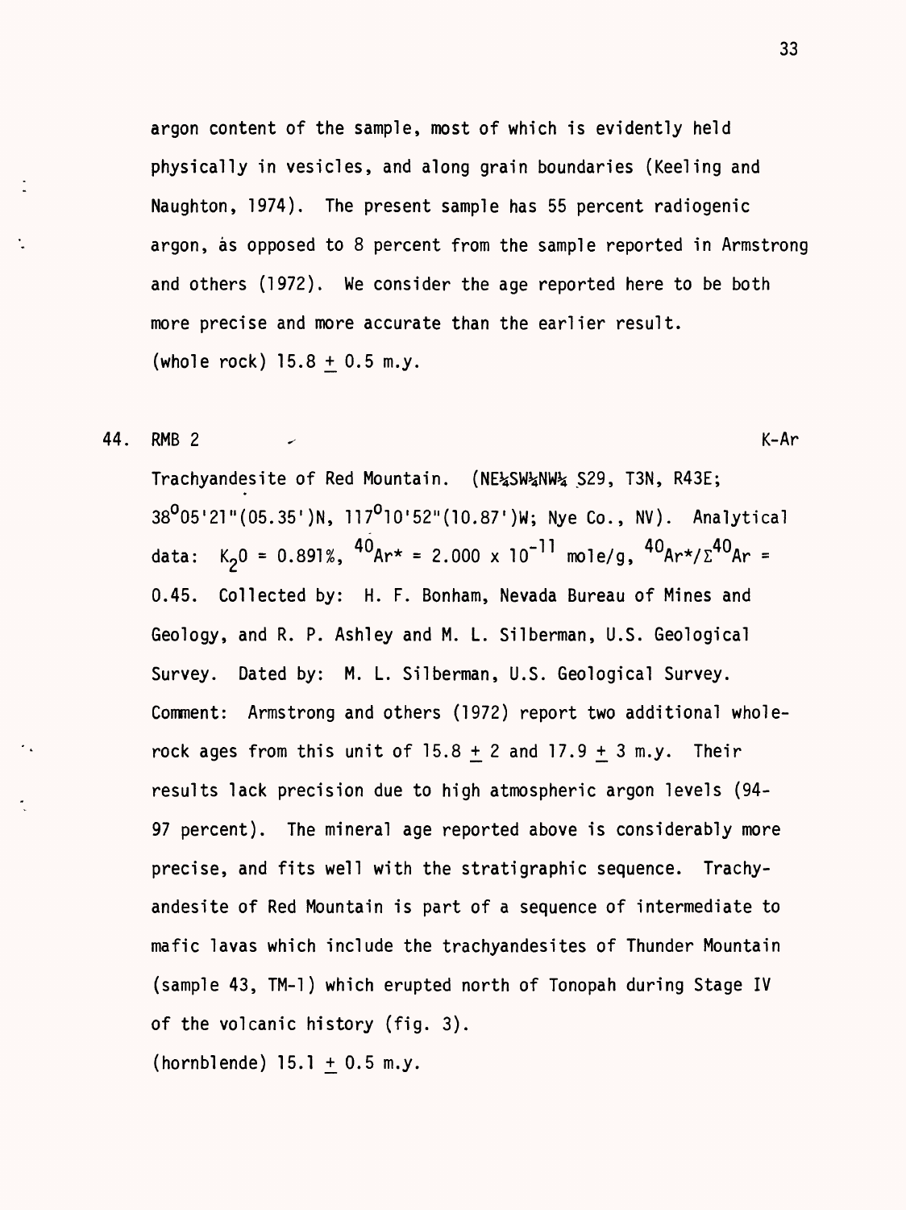argon content of the sample, most of which is evidently held physically in vesicles, and along grain boundaries (Keeling and Naughton, 1974). The present sample has 55 percent radiogenic argon, as opposed to 8 percent from the sample reported in Armstrong and others (1972). We consider the age reported here to be both more precise and more accurate than the earlier result.

(whole rock) 15.8 ± 0.5 m.y.

44. RMB 2 K-Ar

Trachyandesite of Red Mountain. (NE¼SW¼NW¼ S29, T3N, R43E; $38^{o}05'21"(05.35')$N, $117^{o}10'52"(10.87')$W; Nye Co., NV). Analytical data: $K_2O = 0.891\%$, $^{40}Ar^* = 2.000 \times 10^{-11}$ mole/g, $^{40}Ar^*/\Sigma^{40}Ar = 0.45$. Collected by: H. F. Bonham, Nevada Bureau of Mines and Geology, and R. P. Ashley and M. L. Silberman, U.S. Geological Survey. Dated by: M. L. Silberman, U.S. Geological Survey. Comment: Armstrong and others (1972) report two additional whole-rock ages from this unit of 15.8 ± 2 and 17.9 ± 3 m.y. Their results lack precision due to high atmospheric argon levels (94-97 percent). The mineral age reported above is considerably more precise, and fits well with the stratigraphic sequence. Trachyandesite of Red Mountain is part of a sequence of intermediate to mafic lavas which include the trachyandesites of Thunder Mountain (sample 43, TM-1) which erupted north of Tonopah during Stage IV of the volcanic history (fig. 3).

(hornblende) 15.1 ± 0.5 m.y.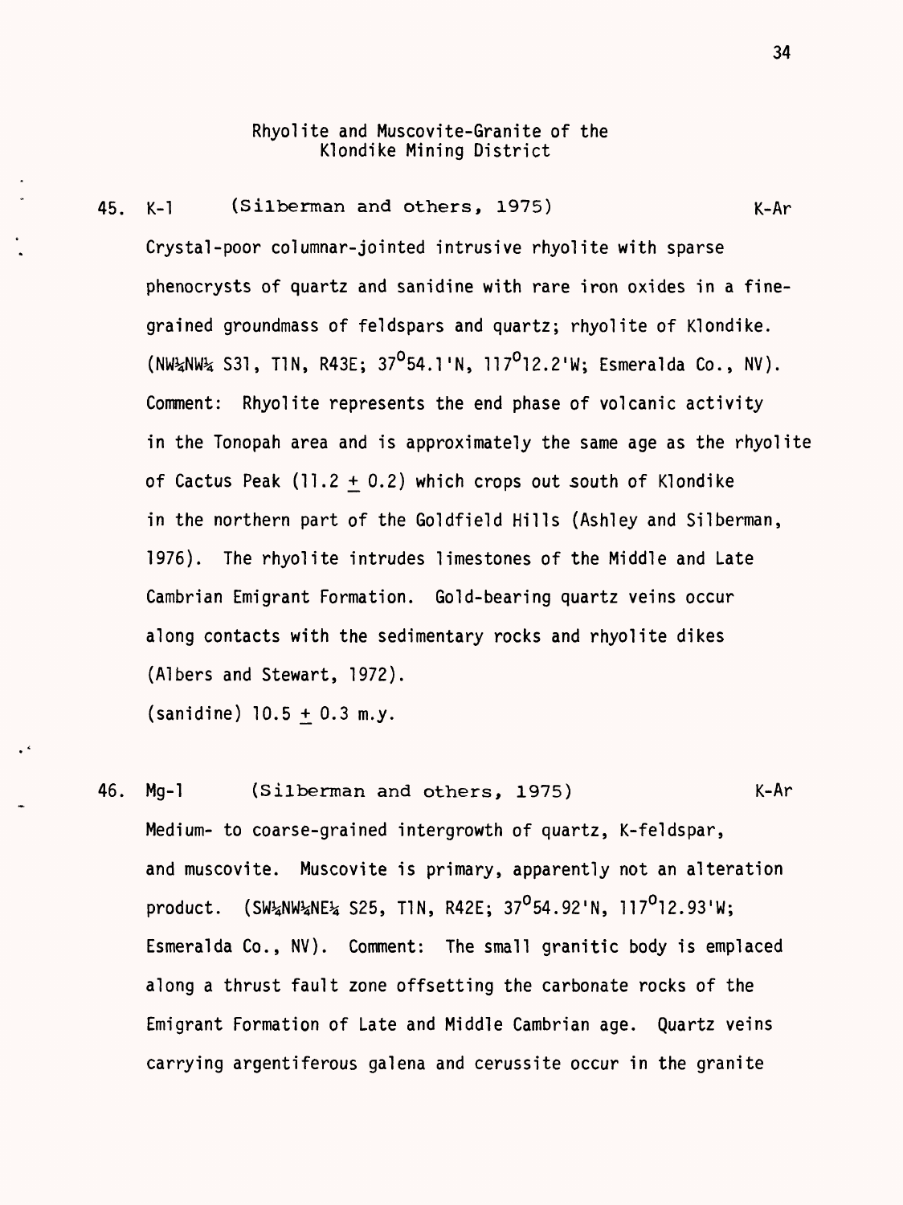## Rhyolite and Muscovite-Granite of the Klondike Mining District

45. K-1 (Silberman and others, 1975) K-Ar

Crystal-poor columnar-jointed intrusive rhyolite with sparse phenocrysts of quartz and sanidine with rare iron oxides in a fine-grained groundmass of feldspars and quartz; rhyolite of Klondike. (NW¼NW¼ S31, T1N, R43E; $37^{\circ}54.1'$N, $117^{\circ}12.2'$W; Esmeralda Co., NV). Comment: Rhyolite represents the end phase of volcanic activity in the Tonopah area and is approximately the same age as the rhyolite of Cactus Peak ($11.2 \pm 0.2$) which crops out south of Klondike in the northern part of the Goldfield Hills (Ashley and Silberman, 1976). The rhyolite intrudes limestones of the Middle and Late Cambrian Emigrant Formation. Gold-bearing quartz veins occur along contacts with the sedimentary rocks and rhyolite dikes (Albers and Stewart, 1972).

(sanidine) $10.5 \pm 0.3$ m.y.

46. Mg-1 (Silberman and others, 1975) K-Ar

Medium- to coarse-grained intergrowth of quartz, K-feldspar, and muscovite. Muscovite is primary, apparently not an alteration product. (SW¼NW¼NE¼ S25, T1N, R42E; $37^{\circ}54.92'$N, $117^{\circ}12.93'$W; Esmeralda Co., NV). Comment: The small granitic body is emplaced along a thrust fault zone offsetting the carbonate rocks of the Emigrant Formation of Late and Middle Cambrian age. Quartz veins carrying argentiferous galena and cerussite occur in the granite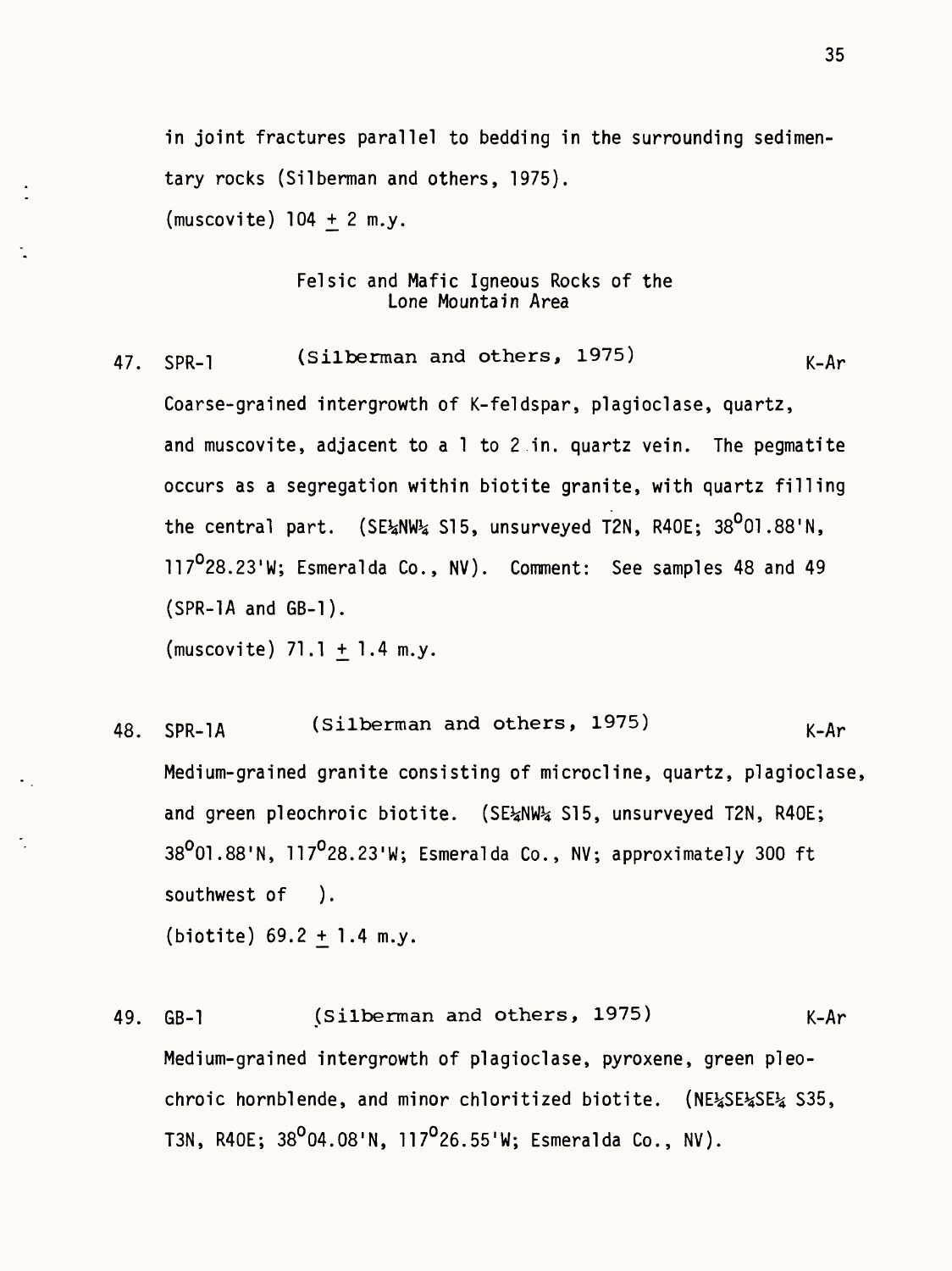in joint fractures parallel to bedding in the surrounding sedimentary rocks (Silberman and others, 1975).

(muscovite) 104 $\pm$ 2 m.y.

### Felsic and Mafic Igneous Rocks of the Lone Mountain Area

47. SPR-1 (Silberman and others, 1975) K-Ar

Coarse-grained intergrowth of K-feldspar, plagioclase, quartz, and muscovite, adjacent to a 1 to 2 in. quartz vein. The pegmatite occurs as a segregation within biotite granite, with quartz filling the central part. (SE¼NW¼ S15, unsurveyed T2N, R40E; 38°01.88'N, 117°28.23'W; Esmeralda Co., NV). Comment: See samples 48 and 49 (SPR-1A and GB-1).

(muscovite) 71.1 $\pm$ 1.4 m.y.

48. SPR-1A (Silberman and others, 1975) K-Ar

Medium-grained granite consisting of microcline, quartz, plagioclase, and green pleochroic biotite. (SE¼NW¼ S15, unsurveyed T2N, R40E; 38°01.88'N, 117°28.23'W; Esmeralda Co., NV; approximately 300 ft southwest of ).

(biotite) 69.2 $\pm$ 1.4 m.y.

49. GB-1 (Silberman and others, 1975) K-Ar

Medium-grained intergrowth of plagioclase, pyroxene, green pleochroic hornblende, and minor chloritized biotite. (NE¼SE¼SE¼ S35, T3N, R40E; 38°04.08'N, 117°26.55'W; Esmeralda Co., NV).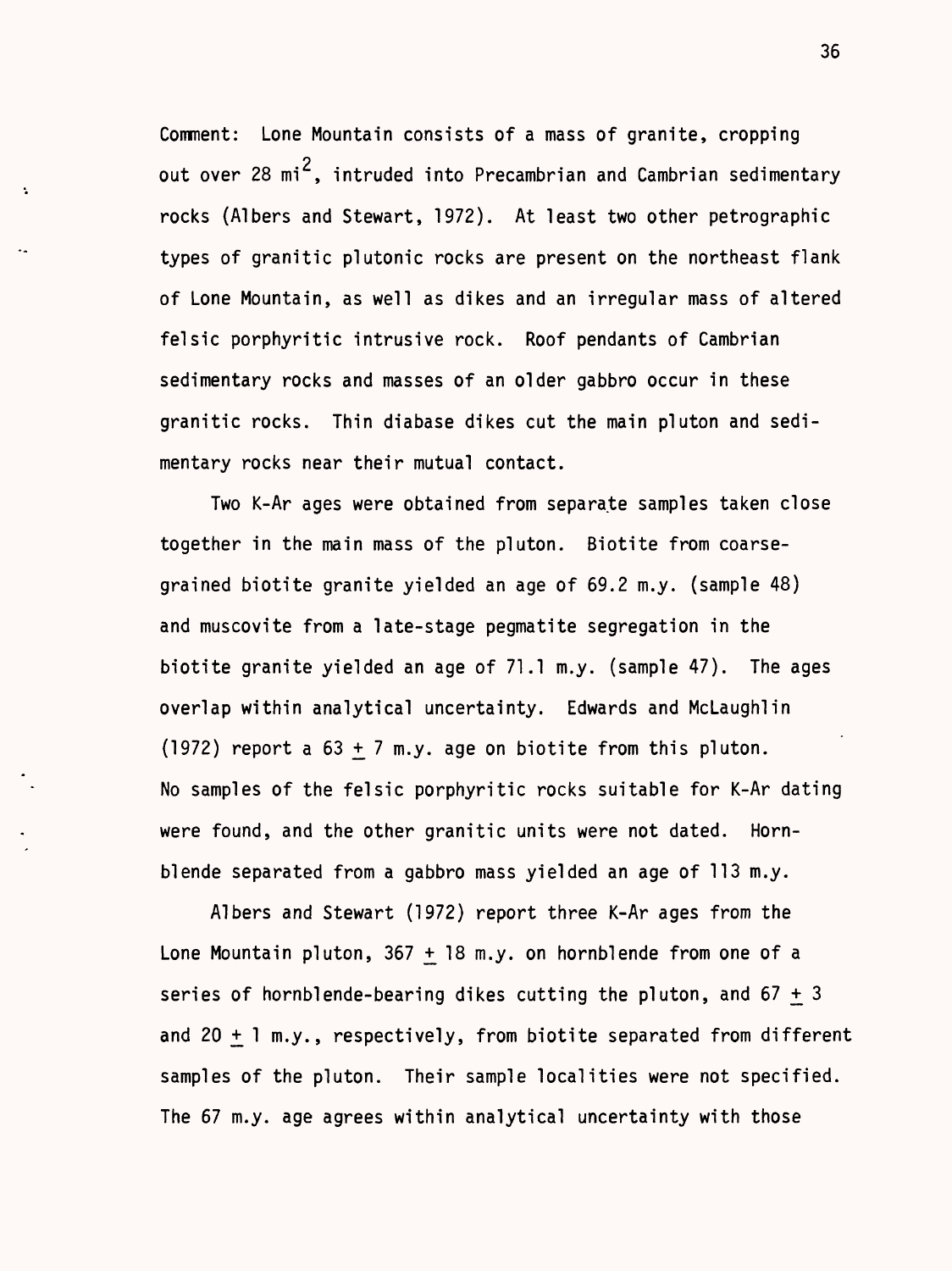Comment: Lone Mountain consists of a mass of granite, cropping out over 28 $mi^2$, intruded into Precambrian and Cambrian sedimentary rocks (Albers and Stewart, 1972). At least two other petrographic types of granitic plutonic rocks are present on the northeast flank of Lone Mountain, as well as dikes and an irregular mass of altered felsic porphyritic intrusive rock. Roof pendants of Cambrian sedimentary rocks and masses of an older gabbro occur in these granitic rocks. Thin diabase dikes cut the main pluton and sedimentary rocks near their mutual contact.

Two K-Ar ages were obtained from separate samples taken close together in the main mass of the pluton. Biotite from coarse-grained biotite granite yielded an age of 69.2 m.y. (sample 48) and muscovite from a late-stage pegmatite segregation in the biotite granite yielded an age of 71.1 m.y. (sample 47). The ages overlap within analytical uncertainty. Edwards and McLaughlin (1972) report a $63 \pm 7$ m.y. age on biotite from this pluton. No samples of the felsic porphyritic rocks suitable for K-Ar dating were found, and the other granitic units were not dated. Hornblende separated from a gabbro mass yielded an age of 113 m.y.

Albers and Stewart (1972) report three K-Ar ages from the Lone Mountain pluton, $367 \pm 18$ m.y. on hornblende from one of a series of hornblende-bearing dikes cutting the pluton, and $67 \pm 3$ and $20 \pm 1$ m.y., respectively, from biotite separated from different samples of the pluton. Their sample localities were not specified. The 67 m.y. age agrees within analytical uncertainty with those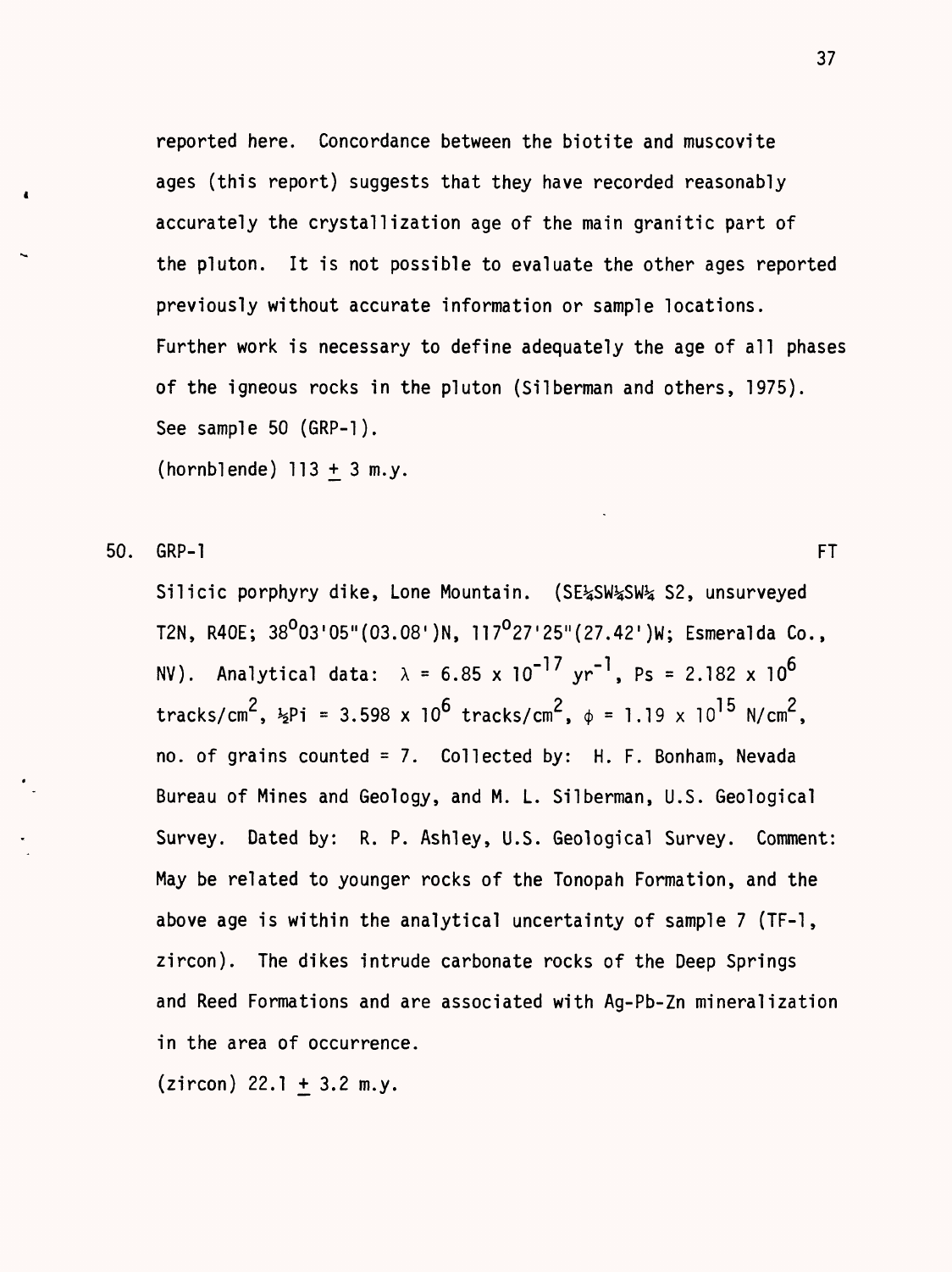reported here. Concordance between the biotite and muscovite ages (this report) suggests that they have recorded reasonably accurately the crystallization age of the main granitic part of the pluton. It is not possible to evaluate the other ages reported previously without accurate information or sample locations. Further work is necessary to define adequately the age of all phases of the igneous rocks in the pluton (Silberman and others, 1975). See sample 50 (GRP-1).

(hornblende) 113 ± 3 m.y.

50. GRP-1 FT

Silicic porphyry dike, Lone Mountain. (SE¼SW¼SW¼ S2, unsurveyed T2N, R40E; 38°03'05"(03.08')N, 117°27'25"(27.42')W; Esmeralda Co., NV). Analytical data: $\lambda = 6.85 \times 10^{-17}$ $yr^{-1}$, Ps = $2.182 \times 10^{6}$ tracks/$cm^2$, ½Pi = $3.598 \times 10^{6}$ tracks/$cm^2$, $\phi = 1.19 \times 10^{15}$ N/$cm^2$, no. of grains counted = 7. Collected by: H. F. Bonham, Nevada Bureau of Mines and Geology, and M. L. Silberman, U.S. Geological Survey. Dated by: R. P. Ashley, U.S. Geological Survey. Comment: May be related to younger rocks of the Tonopah Formation, and the above age is within the analytical uncertainty of sample 7 (TF-1, zircon). The dikes intrude carbonate rocks of the Deep Springs and Reed Formations and are associated with Ag-Pb-Zn mineralization in the area of occurrence.

(zircon) 22.1 ± 3.2 m.y.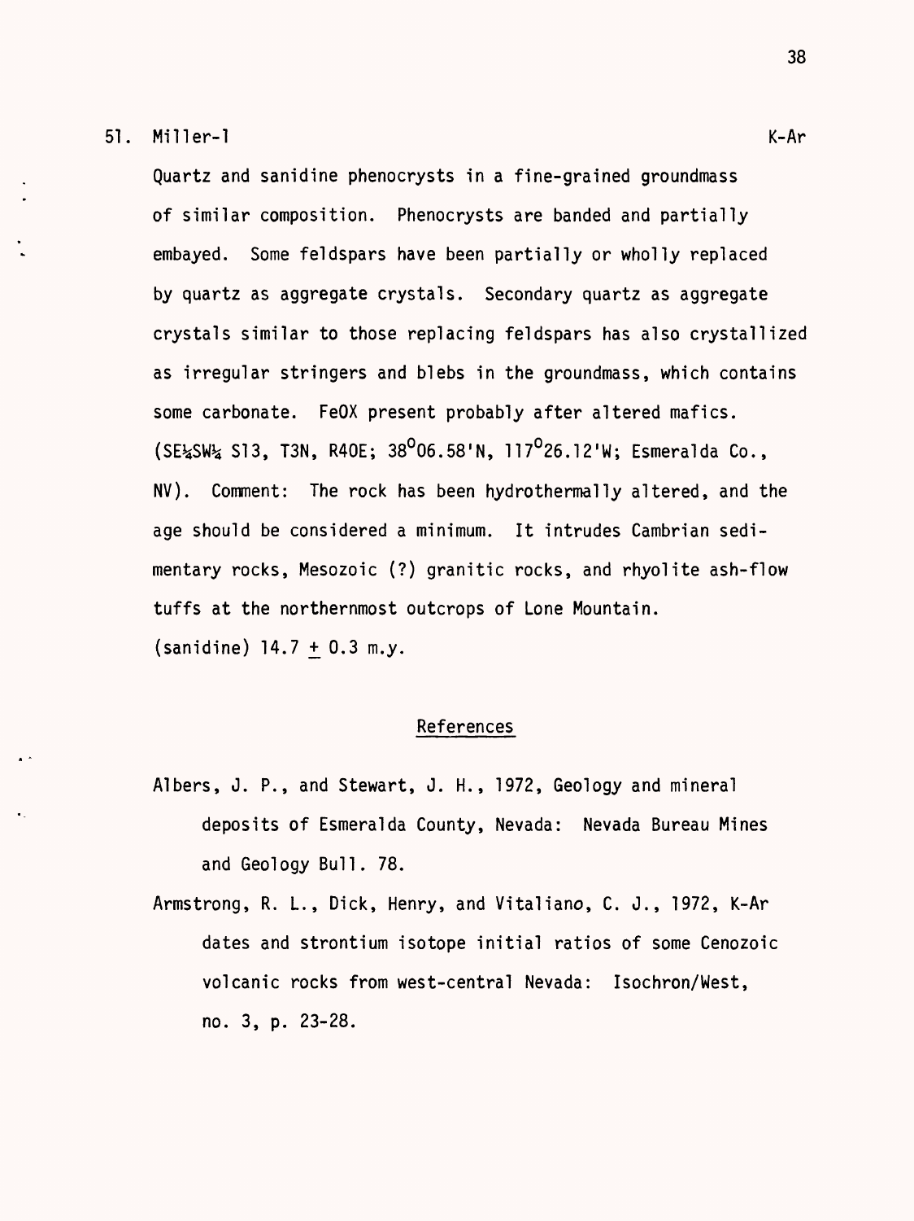51. Miller-1 K-Ar

Quartz and sanidine phenocrysts in a fine-grained groundmass of similar composition. Phenocrysts are banded and partially embayed. Some feldspars have been partially or wholly replaced by quartz as aggregate crystals. Secondary quartz as aggregate crystals similar to those replacing feldspars has also crystallized as irregular stringers and blebs in the groundmass, which contains some carbonate. FeOX present probably after altered mafics. (SE¼SW¼ S13, T3N, R40E; 38°06.58'N, 117°26.12'W; Esmeralda Co., NV). Comment: The rock has been hydrothermally altered, and the age should be considered a minimum. It intrudes Cambrian sedimentary rocks, Mesozoic (?) granitic rocks, and rhyolite ash-flow tuffs at the northernmost outcrops of Lone Mountain.

(sanidine) 14.7 ± 0.3 m.y.

## References

Albers, J. P., and Stewart, J. H., 1972, Geology and mineral deposits of Esmeralda County, Nevada: Nevada Bureau Mines and Geology Bull. 78.

Armstrong, R. L., Dick, Henry, and Vitaliano, C. J., 1972, K-Ar dates and strontium isotope initial ratios of some Cenozoic volcanic rocks from west-central Nevada: Isochron/West, no. 3, p. 23-28.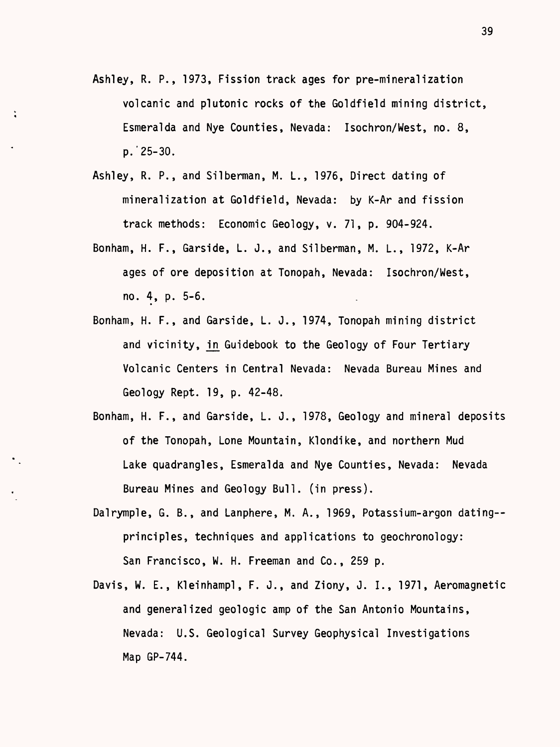Ashley, R. P., 1973, Fission track ages for pre-mineralization volcanic and plutonic rocks of the Goldfield mining district, Esmeralda and Nye Counties, Nevada: Isochron/West, no. 8, p. 25-30.

Ashley, R. P., and Silberman, M. L., 1976, Direct dating of mineralization at Goldfield, Nevada: by K-Ar and fission track methods: Economic Geology, v. 71, p. 904-924.

Bonham, H. F., Garside, L. J., and Silberman, M. L., 1972, K-Ar ages of ore deposition at Tonopah, Nevada: Isochron/West, no. 4, p. 5-6.

Bonham, H. F., and Garside, L. J., 1974, Tonopah mining district and vicinity, in Guidebook to the Geology of Four Tertiary Volcanic Centers in Central Nevada: Nevada Bureau Mines and Geology Rept. 19, p. 42-48.

Bonham, H. F., and Garside, L. J., 1978, Geology and mineral deposits of the Tonopah, Lone Mountain, Klondike, and northern Mud Lake quadrangles, Esmeralda and Nye Counties, Nevada: Nevada Bureau Mines and Geology Bull. (in press).

Dalrymple, G. B., and Lanphere, M. A., 1969, Potassium-argon dating--principles, techniques and applications to geochronology: San Francisco, W. H. Freeman and Co., 259 p.

Davis, W. E., Kleinhampl, F. J., and Ziony, J. I., 1971, Aeromagnetic and generalized geologic amp of the San Antonio Mountains, Nevada: U.S. Geological Survey Geophysical Investigations Map GP-744.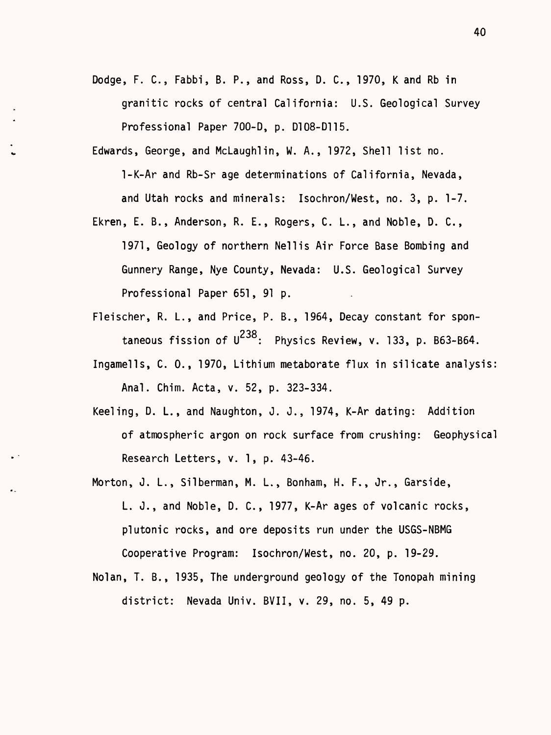Dodge, F. C., Fabbi, B. P., and Ross, D. C., 1970, K and Rb in granitic rocks of central California: U.S. Geological Survey Professional Paper 700-D, p. D108-D115.

Edwards, George, and McLaughlin, W. A., 1972, Shell list no. 1-K-Ar and Rb-Sr age determinations of California, Nevada, and Utah rocks and minerals: Isochron/West, no. 3, p. 1-7.

Ekren, E. B., Anderson, R. E., Rogers, C. L., and Noble, D. C., 1971, Geology of northern Nellis Air Force Base Bombing and Gunnery Range, Nye County, Nevada: U.S. Geological Survey Professional Paper 651, 91 p.

Fleischer, R. L., and Price, P. B., 1964, Decay constant for spontaneous fission of $U^{238}$: Physics Review, v. 133, p. B63-B64.

Ingamells, C. O., 1970, Lithium metaborate flux in silicate analysis: Anal. Chim. Acta, v. 52, p. 323-334.

Keeling, D. L., and Naughton, J. J., 1974, K-Ar dating: Addition of atmospheric argon on rock surface from crushing: Geophysical Research Letters, v. 1, p. 43-46.

Morton, J. L., Silberman, M. L., Bonham, H. F., Jr., Garside, L. J., and Noble, D. C., 1977, K-Ar ages of volcanic rocks, plutonic rocks, and ore deposits run under the USGS-NBMG Cooperative Program: Isochron/West, no. 20, p. 19-29.

Nolan, T. B., 1935, The underground geology of the Tonopah mining district: Nevada Univ. BVII, v. 29, no. 5, 49 p.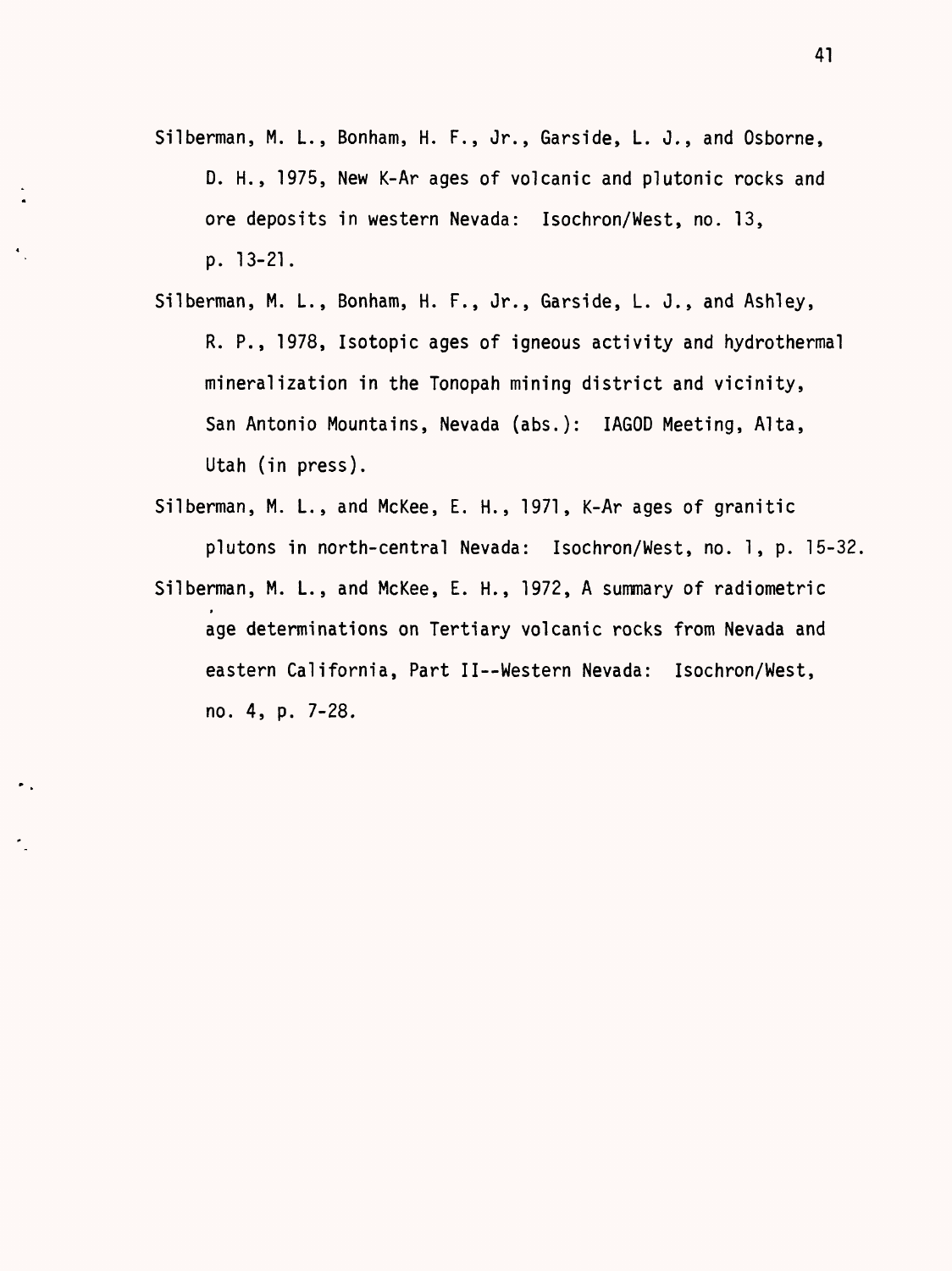Silberman, M. L., Bonham, H. F., Jr., Garside, L. J., and Osborne, D. H., 1975, New K-Ar ages of volcanic and plutonic rocks and ore deposits in western Nevada: Isochron/West, no. 13, p. 13-21.

Silberman, M. L., Bonham, H. F., Jr., Garside, L. J., and Ashley, R. P., 1978, Isotopic ages of igneous activity and hydrothermal mineralization in the Tonopah mining district and vicinity, San Antonio Mountains, Nevada (abs.): IAGOD Meeting, Alta, Utah (in press).

Silberman, M. L., and McKee, E. H., 1971, K-Ar ages of granitic plutons in north-central Nevada: Isochron/West, no. 1, p. 15-32.

Silberman, M. L., and McKee, E. H., 1972, A summary of radiometric age determinations on Tertiary volcanic rocks from Nevada and eastern California, Part II--Western Nevada: Isochron/West, no. 4, p. 7-28.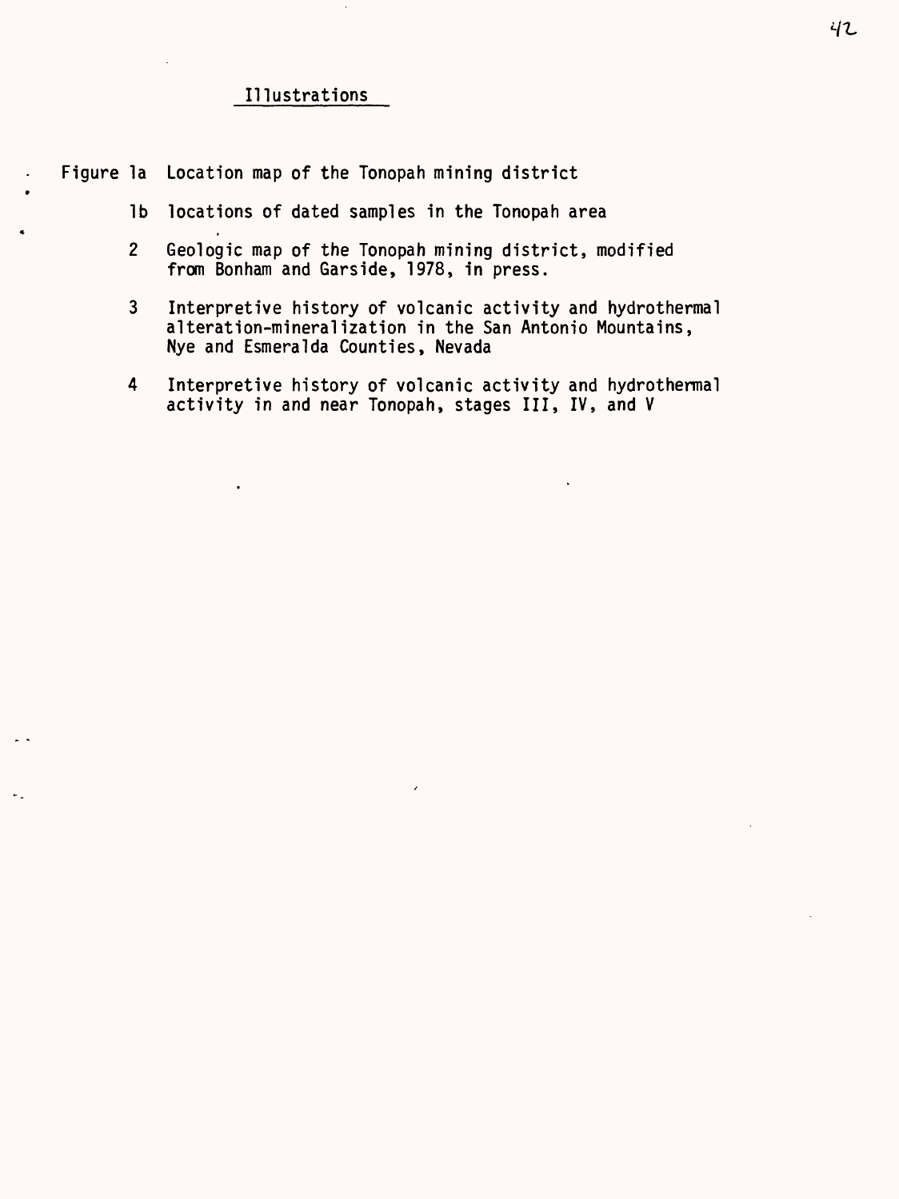## Illustrations

Figure 1a Location map of the Tonopah mining district

1b locations of dated samples in the Tonopah area

2 Geologic map of the Tonopah mining district, modified from Bonham and Garside, 1978, in press.

3 Interpretive history of volcanic activity and hydrothermal alteration-mineralization in the San Antonio Mountains, Nye and Esmeralda Counties, Nevada

4 Interpretive history of volcanic activity and hydrothermal activity in and near Tonopah, stages III, IV, and V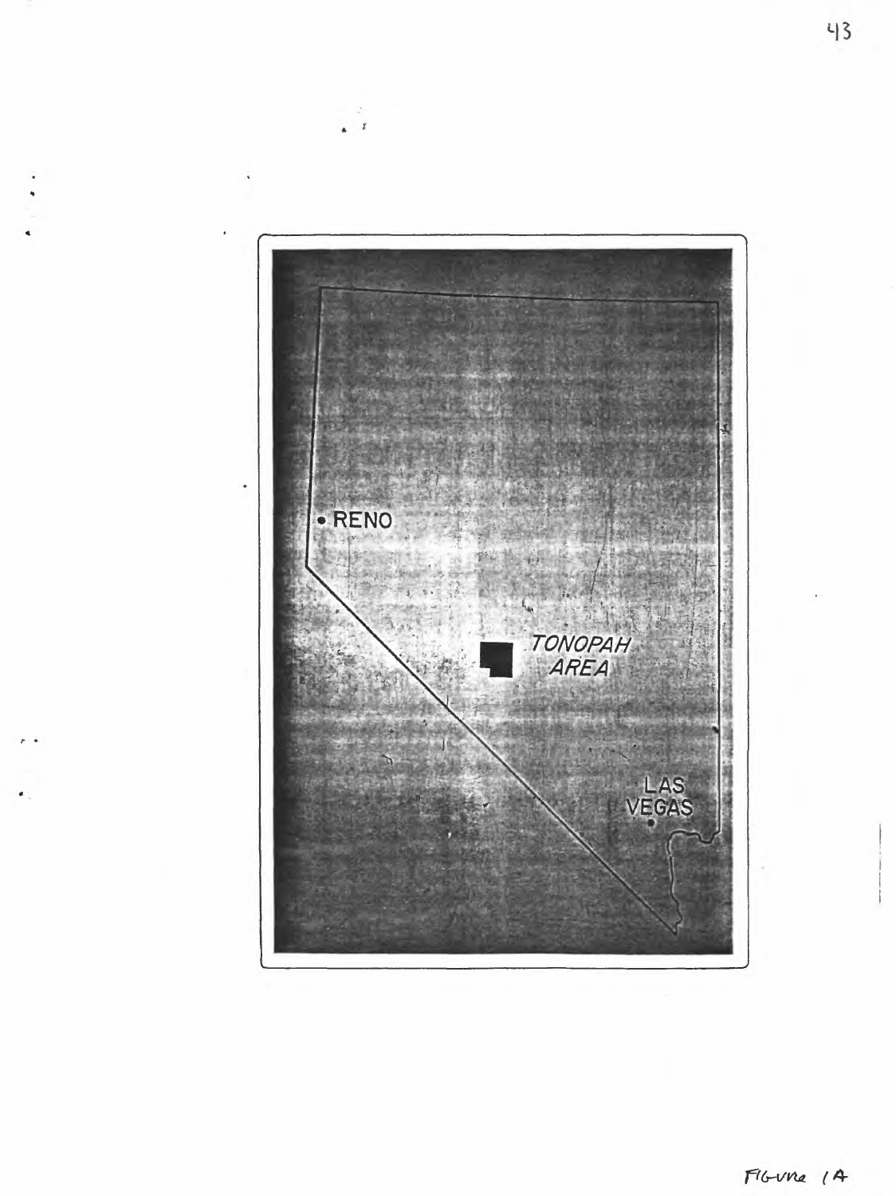RENO

TONOPAH AREA

LAS VEGAS

Figure 1A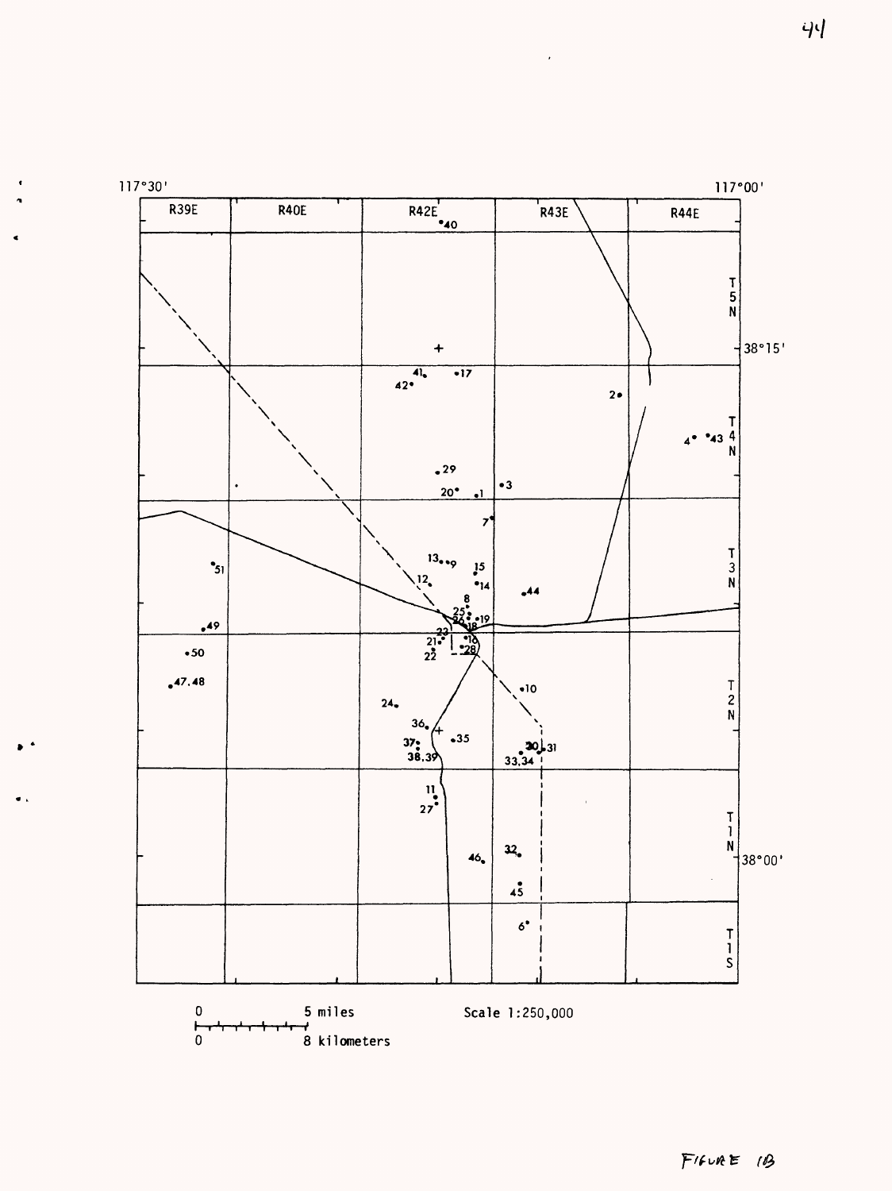Scale 1:250,000

FIGURE 1B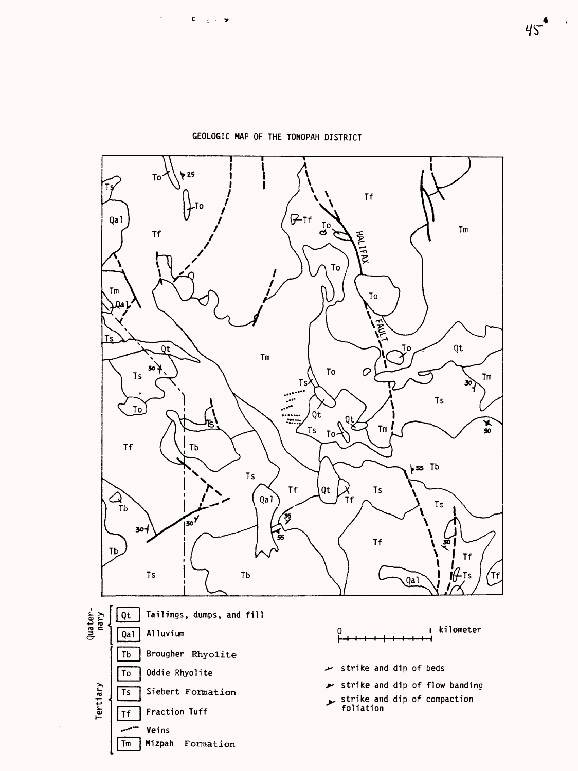# GEOLOGIC MAP OF THE TONOPAH DISTRICT

**Quaternary**

- Qt — Tailings, dumps, and fill
- Qal — Alluvium

**Tertiary**

- Tb — Brougher Rhyolite
- To — Oddie Rhyolite
- Ts — Siebert Formation
- Tf — Fraction Tuff
- Veins
- Tm — Mizpah Formation

0 — 1 kilometer

- strike and dip of beds
- strike and dip of flow banding
- strike and dip of compaction foliation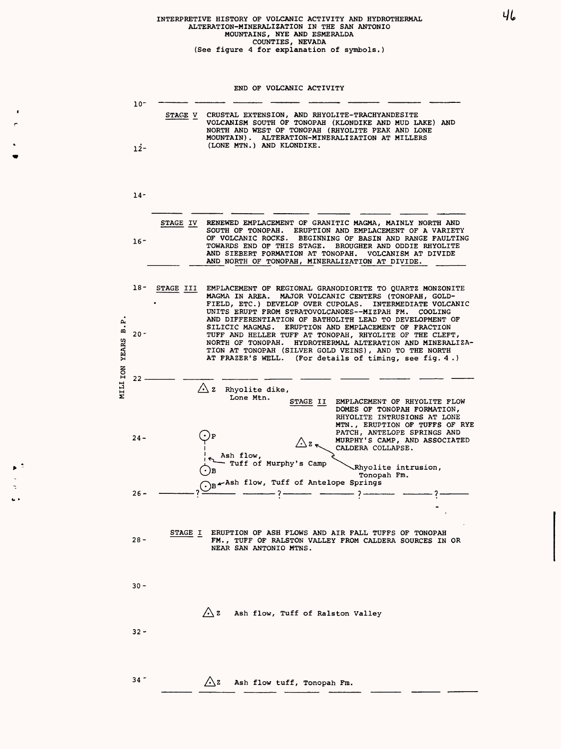# INTERPRETIVE HISTORY OF VOLCANIC ACTIVITY AND HYDROTHERMAL ALTERATION-MINERALIZATION IN THE SAN ANTONIO MOUNTAINS, NYE AND ESMERALDA COUNTIES, NEVADA

(See figure 4 for explanation of symbols.)

MILLION YEARS B.P.

END OF VOLCANIC ACTIVITY

10 ———————————————————————

STAGE V CRUSTAL EXTENSION, AND RHYOLITE-TRACHYANDESITE VOLCANISM SOUTH OF TONOPAH (KLONDIKE AND MUD LAKE) AND NORTH AND WEST OF TONOPAH (RHYOLITE PEAK AND LONE MOUNTAIN). ALTERATION-MINERALIZATION AT MILLERS (LONE MTN.) AND KLONDIKE.

12

14

———————————————————————

STAGE IV RENEWED EMPLACEMENT OF GRANITIC MAGMA, MAINLY NORTH AND SOUTH OF TONOPAH. ERUPTION AND EMPLACEMENT OF A VARIETY OF VOLCANIC ROCKS. BEGINNING OF BASIN AND RANGE FAULTING TOWARDS END OF THIS STAGE. BROUGHER AND ODDIE RHYOLITE AND SIEBERT FORMATION AT TONOPAH. VOLCANISM AT DIVIDE AND NORTH OF TONOPAH, MINERALIZATION AT DIVIDE.

16

———————————————————————

18 STAGE III EMPLACEMENT OF REGIONAL GRANODIORITE TO QUARTZ MONZONITE MAGMA IN AREA. MAJOR VOLCANIC CENTERS (TONOPAH, GOLDFIELD, ETC.) DEVELOP OVER CUPOLAS. INTERMEDIATE VOLCANIC UNITS ERUPT FROM STRATOVOLCANOES--MIZPAH FM. COOLING AND DIFFERENTIATION OF BATHOLITH LEAD TO DEVELOPMENT OF SILICIC MAGMAS. ERUPTION AND EMPLACEMENT OF FRACTION TUFF AND HELLER TUFF AT TONOPAH, RHYOLITE OF THE CLEFT, NORTH OF TONOPAH. HYDROTHERMAL ALTERATION AND MINERALIZATION AT TONOPAH (SILVER GOLD VEINS), AND TO THE NORTH AT FRAZER'S WELL. (For details of timing, see fig. 4.)

20

22 ———————————————————————

Z Rhyolite dike, Lone Mtn.

STAGE II EMPLACEMENT OF RHYOLITE FLOW DOMES OF TONOPAH FORMATION, RHYOLITE INTRUSIONS AT LONE MTN., ERUPTION OF TUFFS OF RYE PATCH, ANTELOPE SPRINGS AND MURPHY'S CAMP, AND ASSOCIATED CALDERA COLLAPSE.

24 P

Z Rhyolite intrusion, Tonopah Fm.

B Ash flow, Tuff of Murphy's Camp

B Ash flow, Tuff of Antelope Springs

26 ———?——————?——————?——————?———

STAGE I ERUPTION OF ASH FLOWS AND AIR FALL TUFFS OF TONOPAH FM., TUFF OF RALSTON VALLEY FROM CALDERA SOURCES IN OR NEAR SAN ANTONIO MTNS.

28

30

Z Ash flow, Tuff of Ralston Valley

32

34 Z Ash flow tuff, Tonopah Fm.

———————————————————————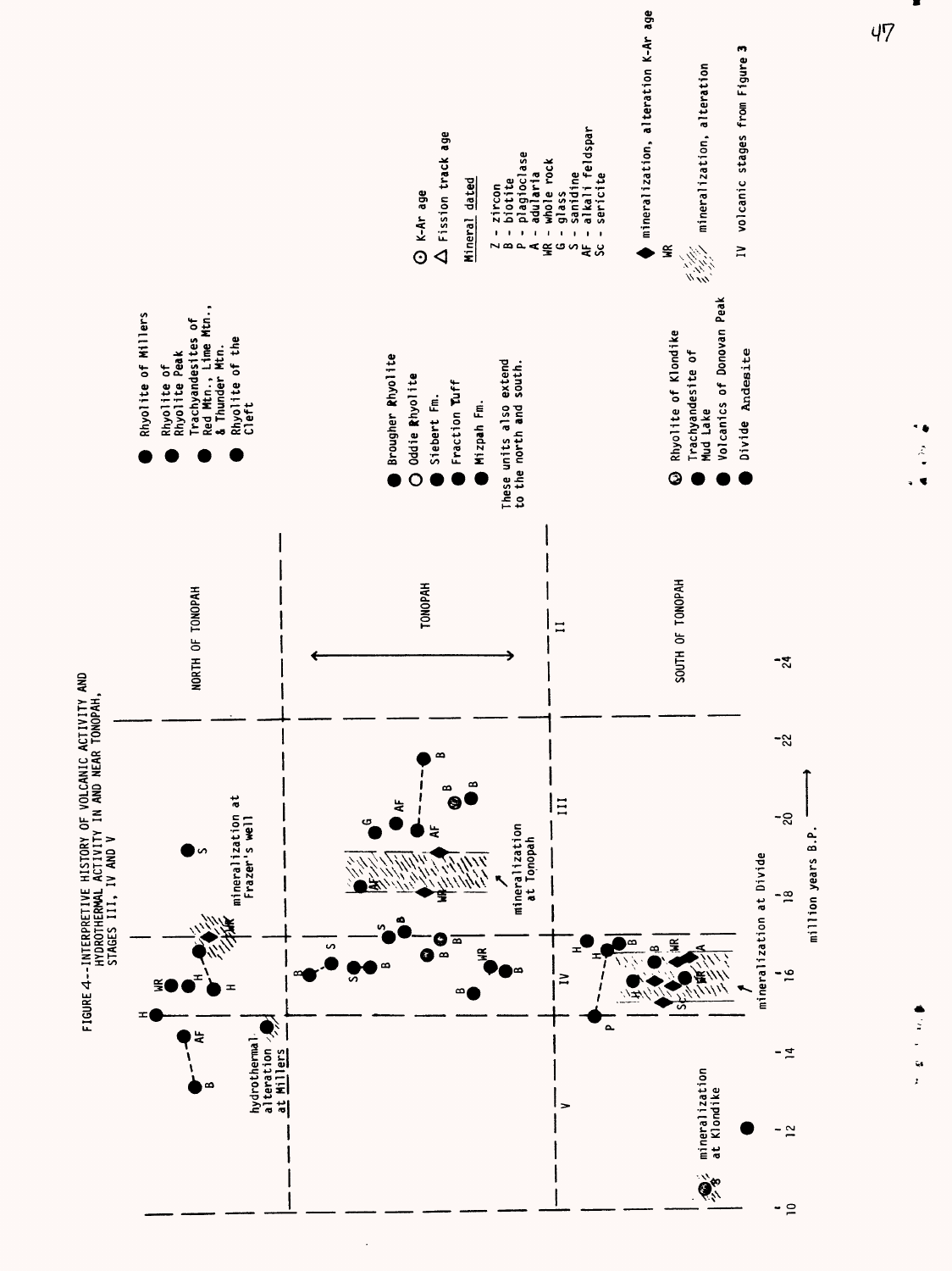FIGURE 4--INTERPRETIVE HISTORY OF VOLCANIC ACTIVITY AND HYDROTHERMAL ACTIVITY IN AND NEAR TONOPAH, STAGES III, IV AND V

NORTH OF TONOPAH

TONOPAH

SOUTH OF TONOPAH

hydrothermal alteration at Millers

mineralization at Frazer's well

mineralization at Tonopah

mineralization at Divide

mineralization at Klondike

V

IV

III

II

10 12 14 16 18 20 22 24

million years B.P.

Rhyolite of Millers

Rhyolite of Rhyolite Peak

Trachyandesites of Red Mtn., Lime Mtn., & Thunder Mtn.

Rhyolite of the Cleft

Brougher Rhyolite

Oddie Rhyolite

Siebert Fm.

Fraction Tuff

Mizpah Fm.

These units also extend to the north and south.

Rhyolite of Klondike

Trachyandesite of Mud Lake

Volcanics of Donovan Peak

Divide Andesite

K-Ar age

Fission track age

Mineral dated

Z - zircon
B - biotite
P - plagioclase
A - adularia
WR - whole rock
G - glass
S - sanidine
AF - alkali feldspar
Sc - sericite

mineralization, alteration K-Ar age

WR

mineralization, alteration

IV volcanic stages from Figure 3